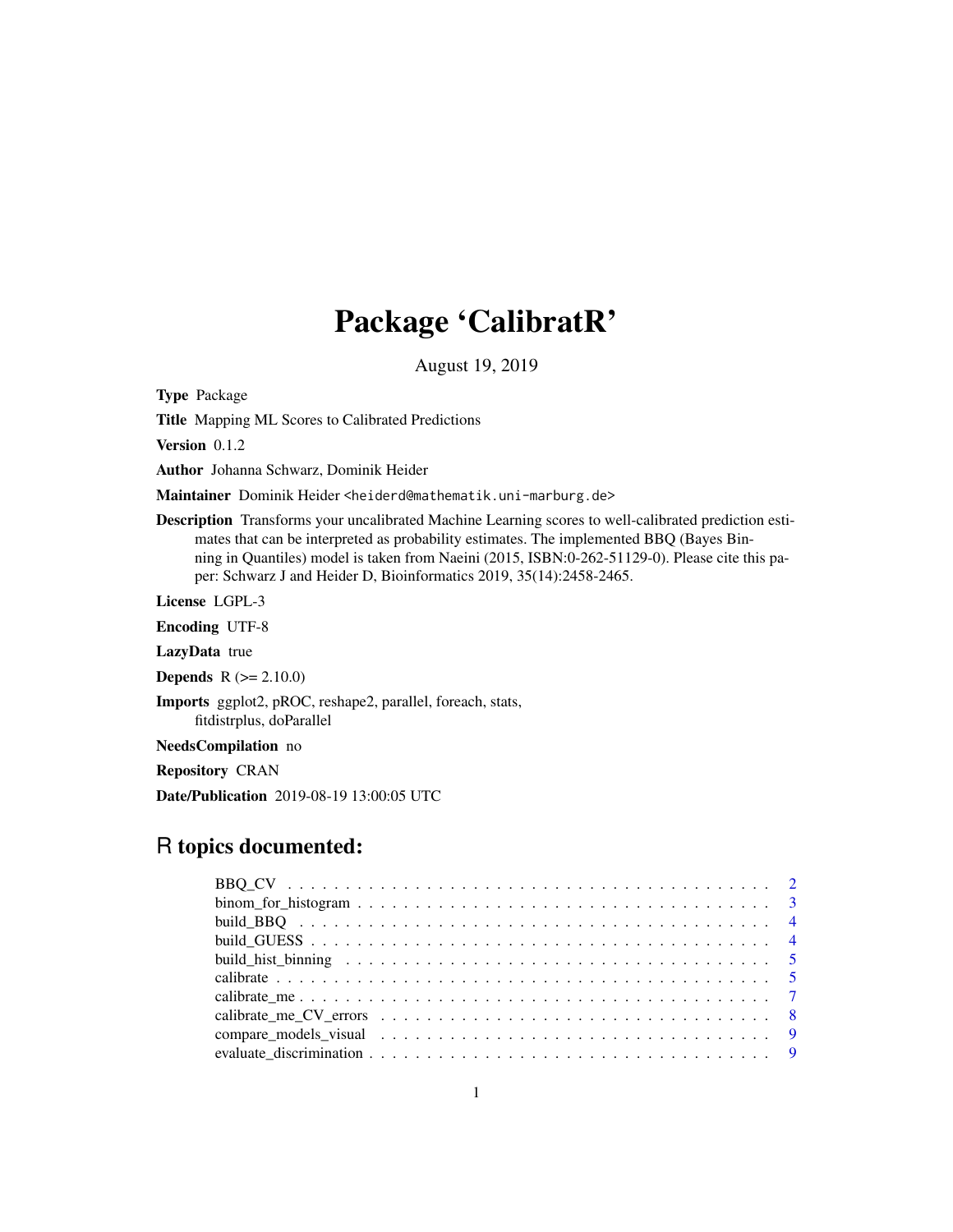# Package 'CalibratR'

August 19, 2019

**Type** Package

**Title** Mapping ML Scores to Calibrated Predictions

**Version** 0.1.2

**Author** Johanna Schwarz, Dominik Heider

**Maintainer** Dominik Heider <heiderd@mathematik.uni-marburg.de>

**Description** Transforms your uncalibrated Machine Learning scores to well-calibrated prediction estimates that can be interpreted as probability estimates. The implemented BBQ (Bayes Binning in Quantiles) model is taken from Naeini (2015, ISBN:0-262-51129-0). Please cite this paper: Schwarz J and Heider D, Bioinformatics 2019, 35(14):2458-2465.

**License** LGPL-3

**Encoding** UTF-8

**LazyData** true

**Depends** R (>= 2.10.0)

**Imports** ggplot2, pROC, reshape2, parallel, foreach, stats, fitdistrplus, doParallel

**NeedsCompilation** no

**Repository** CRAN

**Date/Publication** 2019-08-19 13:00:05 UTC

## R topics documented:

| | |
|---|---|
| BBQ_CV | 2 |
| binom_for_histogram | 3 |
| build_BBQ | 4 |
| build_GUESS | 4 |
| build_hist_binning | 5 |
| calibrate | 5 |
| calibrate_me | 7 |
| calibrate_me_CV_errors | 8 |
| compare_models_visual | 9 |
| evaluate_discrimination | 9 |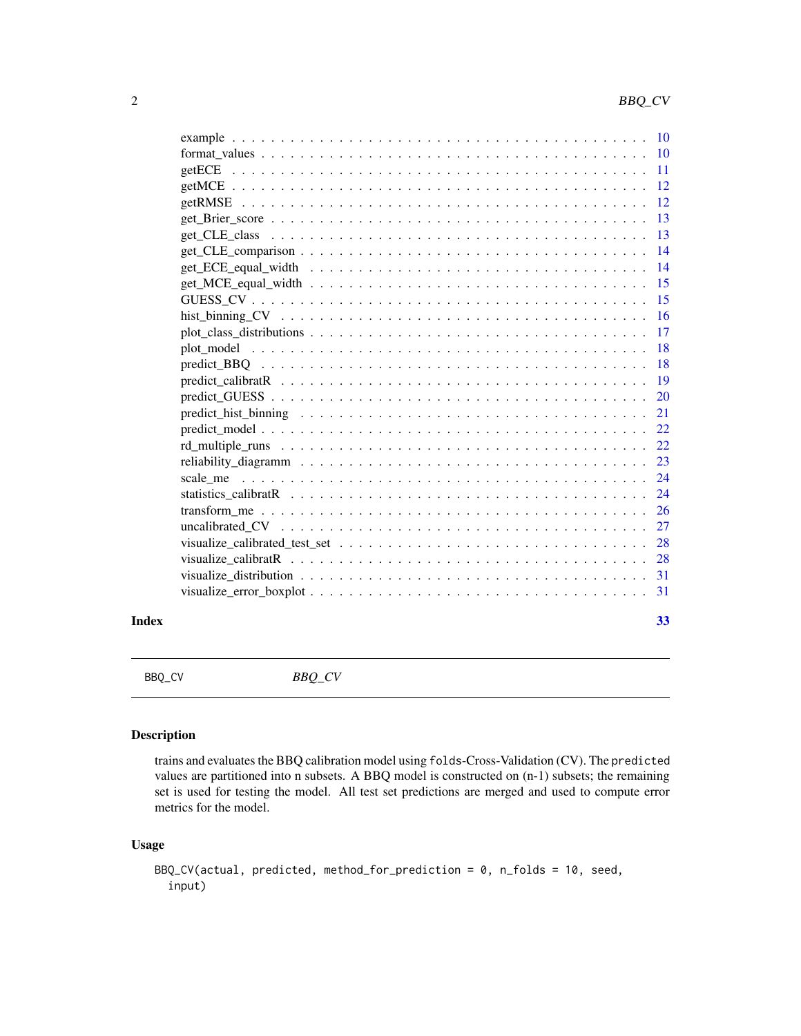example . . . . . . . . . . . . . . . . . . . . . . . . . . . . . . . . . . . . . . . 10
format_values . . . . . . . . . . . . . . . . . . . . . . . . . . . . . . . . . . . . 10
getECE . . . . . . . . . . . . . . . . . . . . . . . . . . . . . . . . . . . . . . . 11
getMCE . . . . . . . . . . . . . . . . . . . . . . . . . . . . . . . . . . . . . . . 12
getRMSE . . . . . . . . . . . . . . . . . . . . . . . . . . . . . . . . . . . . . . 12
get_Brier_score . . . . . . . . . . . . . . . . . . . . . . . . . . . . . . . . . . . 13
get_CLE_class . . . . . . . . . . . . . . . . . . . . . . . . . . . . . . . . . . . . 13
get_CLE_comparison . . . . . . . . . . . . . . . . . . . . . . . . . . . . . . . . . 14
get_ECE_equal_width . . . . . . . . . . . . . . . . . . . . . . . . . . . . . . . . 14
get_MCE_equal_width . . . . . . . . . . . . . . . . . . . . . . . . . . . . . . . . 15
GUESS_CV . . . . . . . . . . . . . . . . . . . . . . . . . . . . . . . . . . . . . . 15
hist_binning_CV . . . . . . . . . . . . . . . . . . . . . . . . . . . . . . . . . . . 16
plot_class_distributions . . . . . . . . . . . . . . . . . . . . . . . . . . . . . . . 17
plot_model . . . . . . . . . . . . . . . . . . . . . . . . . . . . . . . . . . . . . . 18
predict_BBQ . . . . . . . . . . . . . . . . . . . . . . . . . . . . . . . . . . . . . 18
predict_calibratR . . . . . . . . . . . . . . . . . . . . . . . . . . . . . . . . . . 19
predict_GUESS . . . . . . . . . . . . . . . . . . . . . . . . . . . . . . . . . . . . 20
predict_hist_binning . . . . . . . . . . . . . . . . . . . . . . . . . . . . . . . . . 21
predict_model . . . . . . . . . . . . . . . . . . . . . . . . . . . . . . . . . . . . 22
rd_multiple_runs . . . . . . . . . . . . . . . . . . . . . . . . . . . . . . . . . . 22
reliability_diagramm . . . . . . . . . . . . . . . . . . . . . . . . . . . . . . . . . 23
scale_me . . . . . . . . . . . . . . . . . . . . . . . . . . . . . . . . . . . . . . . 24
statistics_calibratR . . . . . . . . . . . . . . . . . . . . . . . . . . . . . . . . . 24
transform_me . . . . . . . . . . . . . . . . . . . . . . . . . . . . . . . . . . . . . 26
uncalibrated_CV . . . . . . . . . . . . . . . . . . . . . . . . . . . . . . . . . . . 27
visualize_calibrated_test_set . . . . . . . . . . . . . . . . . . . . . . . . . . . . . 28
visualize_calibratR . . . . . . . . . . . . . . . . . . . . . . . . . . . . . . . . . . 28
visualize_distribution . . . . . . . . . . . . . . . . . . . . . . . . . . . . . . . . . 31
visualize_error_boxplot . . . . . . . . . . . . . . . . . . . . . . . . . . . . . . . . 31

**Index** 33

---

`BBQ_CV` *BBQ_CV*

---

## Description

trains and evaluates the BBQ calibration model using `folds`-Cross-Validation (CV). The `predicted` values are partitioned into n subsets. A BBQ model is constructed on (n-1) subsets; the remaining set is used for testing the model. All test set predictions are merged and used to compute error metrics for the model.

## Usage

```
BBQ_CV(actual, predicted, method_for_prediction = 0, n_folds = 10, seed,
  input)
```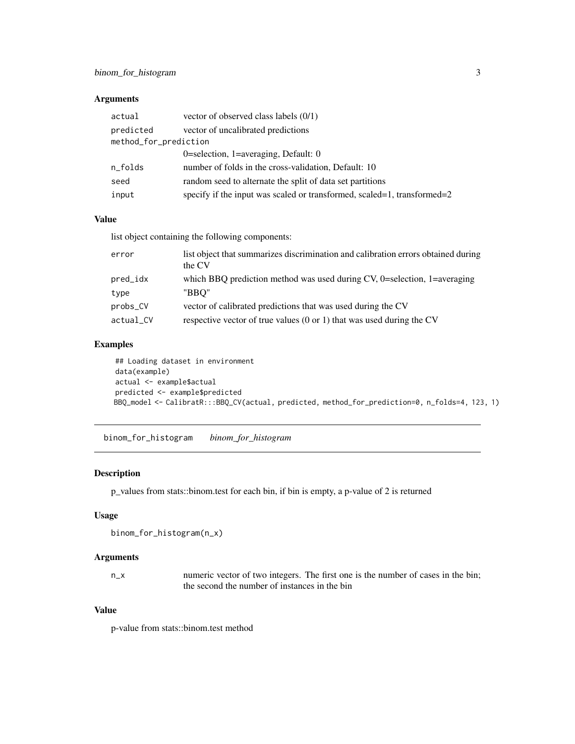### Arguments

| | |
|---|---|
| actual | vector of observed class labels (0/1) |
| predicted | vector of uncalibrated predictions |
| method_for_prediction | 0=selection, 1=averaging, Default: 0 |
| n_folds | number of folds in the cross-validation, Default: 10 |
| seed | random seed to alternate the split of data set partitions |
| input | specify if the input was scaled or transformed, scaled=1, transformed=2 |

### Value

list object containing the following components:

| | |
|---|---|
| error | list object that summarizes discrimination and calibration errors obtained during the CV |
| pred_idx | which BBQ prediction method was used during CV, 0=selection, 1=averaging |
| type | "BBQ" |
| probs_CV | vector of calibrated predictions that was used during the CV |
| actual_CV | respective vector of true values (0 or 1) that was used during the CV |

### Examples

```
## Loading dataset in environment
data(example)
actual <- example$actual
predicted <- example$predicted
BBQ_model <- CalibratR:::BBQ_CV(actual, predicted, method_for_prediction=0, n_folds=4, 123, 1)
```

---

## binom_for_histogram &nbsp;&nbsp; *binom_for_histogram*

### Description

p_values from stats::binom.test for each bin, if bin is empty, a p-value of 2 is returned

### Usage

```
binom_for_histogram(n_x)
```

### Arguments

| | |
|---|---|
| n_x | numeric vector of two integers. The first one is the number of cases in the bin; the second the number of instances in the bin |

### Value

p-value from stats::binom.test method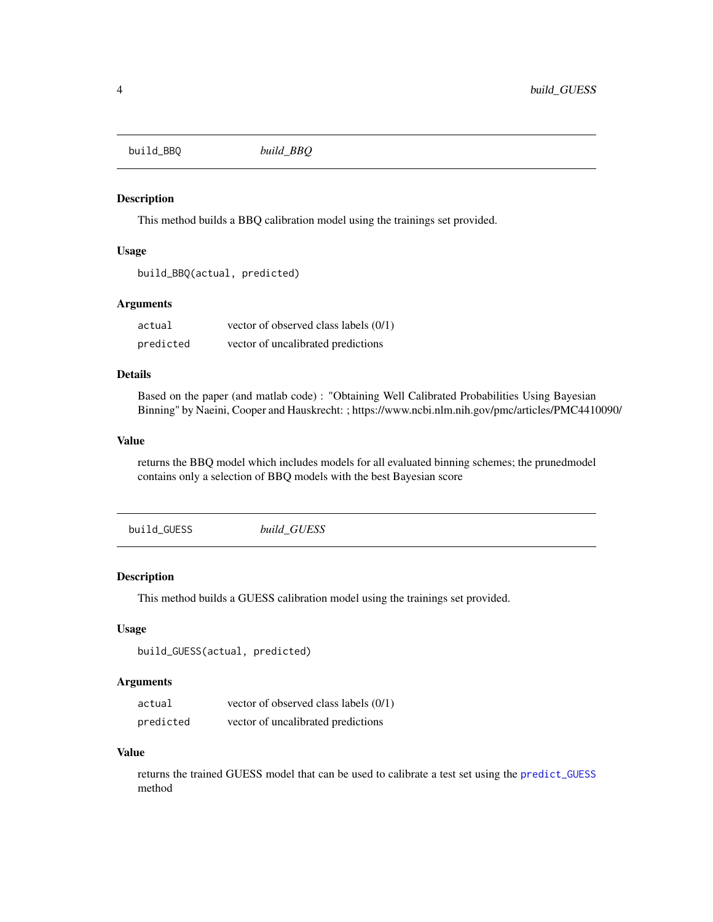## build_BBQ *build_BBQ*

### Description

This method builds a BBQ calibration model using the trainings set provided.

### Usage

```
build_BBQ(actual, predicted)
```

### Arguments

| | |
|---|---|
| `actual` | vector of observed class labels (0/1) |
| `predicted` | vector of uncalibrated predictions |

### Details

Based on the paper (and matlab code) : "Obtaining Well Calibrated Probabilities Using Bayesian Binning" by Naeini, Cooper and Hauskrecht: ; https://www.ncbi.nlm.nih.gov/pmc/articles/PMC4410090/

### Value

returns the BBQ model which includes models for all evaluated binning schemes; the prunedmodel contains only a selection of BBQ models with the best Bayesian score

## build_GUESS *build_GUESS*

### Description

This method builds a GUESS calibration model using the trainings set provided.

### Usage

```
build_GUESS(actual, predicted)
```

### Arguments

| | |
|---|---|
| `actual` | vector of observed class labels (0/1) |
| `predicted` | vector of uncalibrated predictions |

### Value

returns the trained GUESS model that can be used to calibrate a test set using the `predict_GUESS` method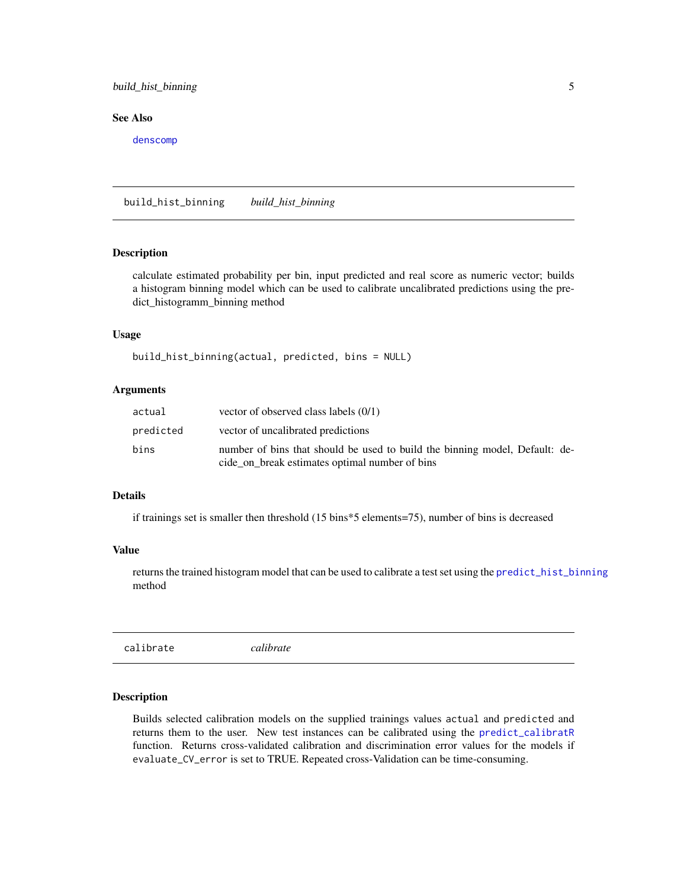## See Also

denscomp

---

## build_hist_binning *build_hist_binning*

### Description

calculate estimated probability per bin, input predicted and real score as numeric vector; builds a histogram binning model which can be used to calibrate uncalibrated predictions using the predict_histogramm_binning method

### Usage

```
build_hist_binning(actual, predicted, bins = NULL)
```

### Arguments

| | |
|---|---|
| actual | vector of observed class labels (0/1) |
| predicted | vector of uncalibrated predictions |
| bins | number of bins that should be used to build the binning model, Default: decide_on_break estimates optimal number of bins |

### Details

if trainings set is smaller then threshold (15 bins*5 elements=75), number of bins is decreased

### Value

returns the trained histogram model that can be used to calibrate a test set using the predict_hist_binning method

---

## calibrate *calibrate*

### Description

Builds selected calibration models on the supplied trainings values `actual` and `predicted` and returns them to the user. New test instances can be calibrated using the predict_calibratR function. Returns cross-validated calibration and discrimination error values for the models if `evaluate_CV_error` is set to TRUE. Repeated cross-Validation can be time-consuming.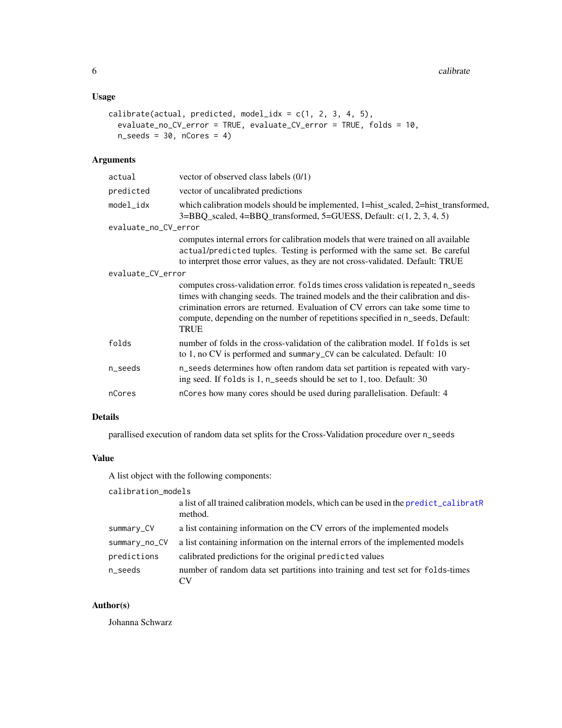## Usage

```
calibrate(actual, predicted, model_idx = c(1, 2, 3, 4, 5),
  evaluate_no_CV_error = TRUE, evaluate_CV_error = TRUE, folds = 10,
  n_seeds = 30, nCores = 4)
```

## Arguments

| Argument | Description |
|---|---|
| `actual` | vector of observed class labels (0/1) |
| `predicted` | vector of uncalibrated predictions |
| `model_idx` | which calibration models should be implemented, 1=hist_scaled, 2=hist_transformed, 3=BBQ_scaled, 4=BBQ_transformed, 5=GUESS, Default: c(1, 2, 3, 4, 5) |
| `evaluate_no_CV_error` | computes internal errors for calibration models that were trained on all available `actual`/`predicted` tuples. Testing is performed with the same set. Be careful to interpret those error values, as they are not cross-validated. Default: TRUE |
| `evaluate_CV_error` | computes cross-validation error. `folds` times cross validation is repeated `n_seeds` times with changing seeds. The trained models and the their calibration and discrimination errors are returned. Evaluation of CV errors can take some time to compute, depending on the number of repetitions specified in `n_seeds`, Default: TRUE |
| `folds` | number of folds in the cross-validation of the calibration model. If `folds` is set to 1, no CV is performed and `summary_CV` can be calculated. Default: 10 |
| `n_seeds` | `n_seeds` determines how often random data set partition is repeated with varying seed. If `folds` is 1, `n_seeds` should be set to 1, too. Default: 30 |
| `nCores` | `nCores` how many cores should be used during parallelisation. Default: 4 |

## Details

parallised execution of random data set splits for the Cross-Validation procedure over `n_seeds`

## Value

A list object with the following components:

| Component | Description |
|---|---|
| `calibration_models` | a list of all trained calibration models, which can be used in the `predict_calibratR` method. |
| `summary_CV` | a list containing information on the CV errors of the implemented models |
| `summary_no_CV` | a list containing information on the internal errors of the implemented models |
| `predictions` | calibrated predictions for the original `predicted` values |
| `n_seeds` | number of random data set partitions into training and test set for `folds`-times CV |

## Author(s)

Johanna Schwarz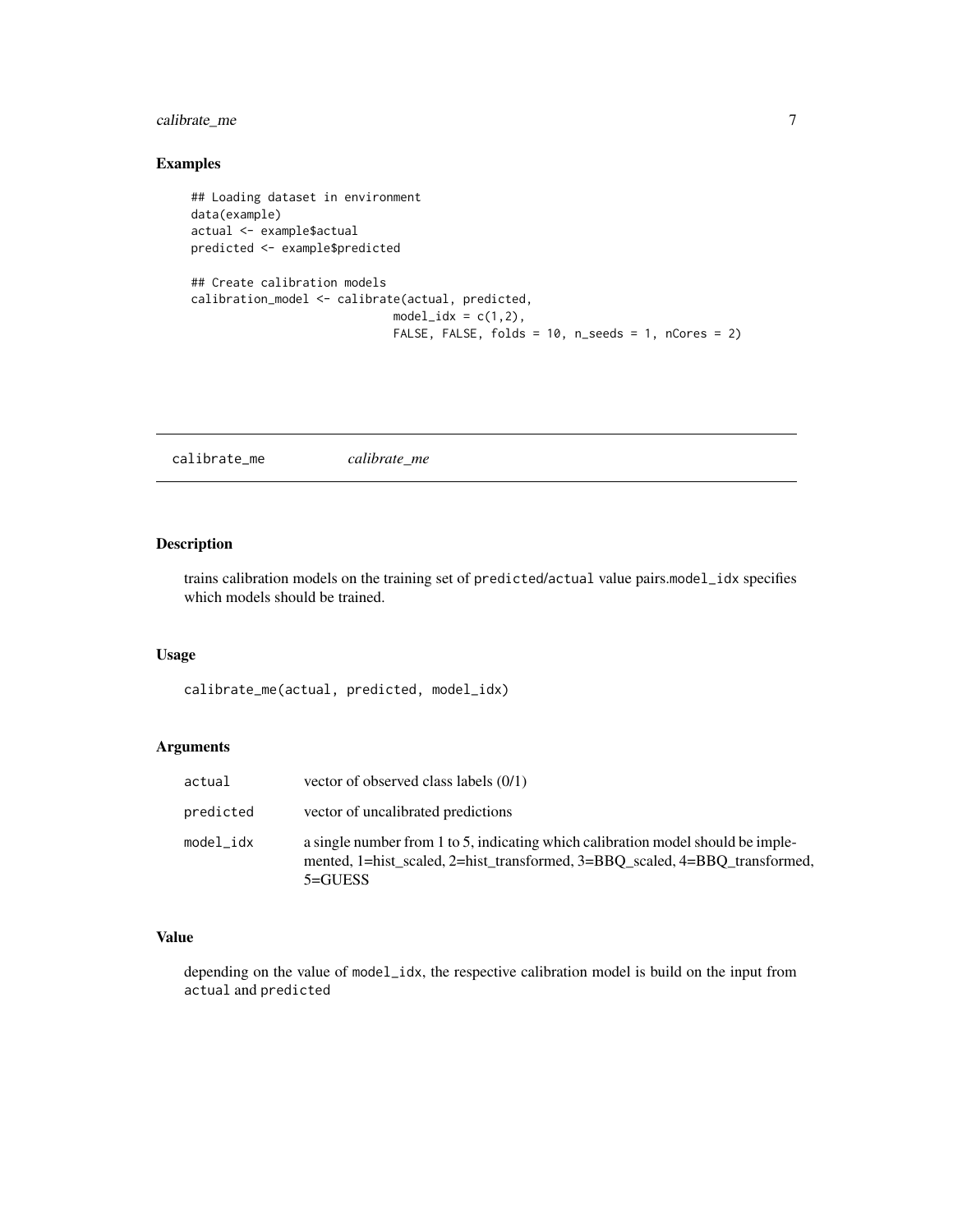## Examples

```
## Loading dataset in environment
data(example)
actual <- example$actual
predicted <- example$predicted

## Create calibration models
calibration_model <- calibrate(actual, predicted,
                               model_idx = c(1,2),
                               FALSE, FALSE, folds = 10, n_seeds = 1, nCores = 2)
```

---

# calibrate_me    *calibrate_me*

---

## Description

trains calibration models on the training set of predicted/actual value pairs.model_idx specifies which models should be trained.

## Usage

```
calibrate_me(actual, predicted, model_idx)
```

## Arguments

| | |
|---|---|
| actual | vector of observed class labels (0/1) |
| predicted | vector of uncalibrated predictions |
| model_idx | a single number from 1 to 5, indicating which calibration model should be implemented, 1=hist_scaled, 2=hist_transformed, 3=BBQ_scaled, 4=BBQ_transformed, 5=GUESS |

## Value

depending on the value of model_idx, the respective calibration model is build on the input from actual and predicted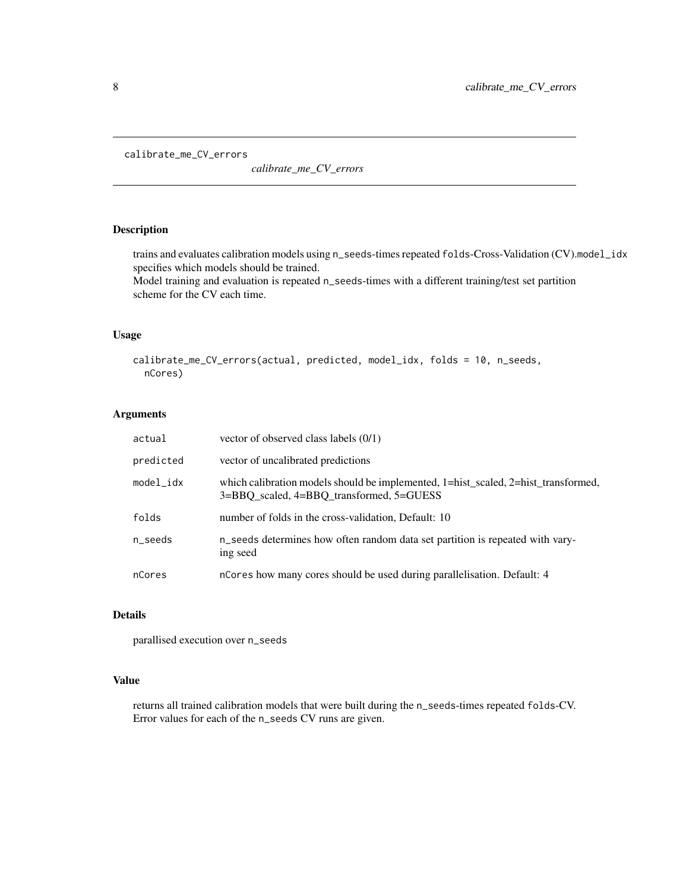calibrate_me_CV_errors

*calibrate_me_CV_errors*

## Description

trains and evaluates calibration models using n_seeds-times repeated folds-Cross-Validation (CV).model_idx specifies which models should be trained.
Model training and evaluation is repeated n_seeds-times with a different training/test set partition scheme for the CV each time.

## Usage

```
calibrate_me_CV_errors(actual, predicted, model_idx, folds = 10, n_seeds,
  nCores)
```

## Arguments

| | |
|---|---|
| actual | vector of observed class labels (0/1) |
| predicted | vector of uncalibrated predictions |
| model_idx | which calibration models should be implemented, 1=hist_scaled, 2=hist_transformed, 3=BBQ_scaled, 4=BBQ_transformed, 5=GUESS |
| folds | number of folds in the cross-validation, Default: 10 |
| n_seeds | n_seeds determines how often random data set partition is repeated with varying seed |
| nCores | nCores how many cores should be used during parallelisation. Default: 4 |

## Details

parallised execution over n_seeds

## Value

returns all trained calibration models that were built during the n_seeds-times repeated folds-CV.
Error values for each of the n_seeds CV runs are given.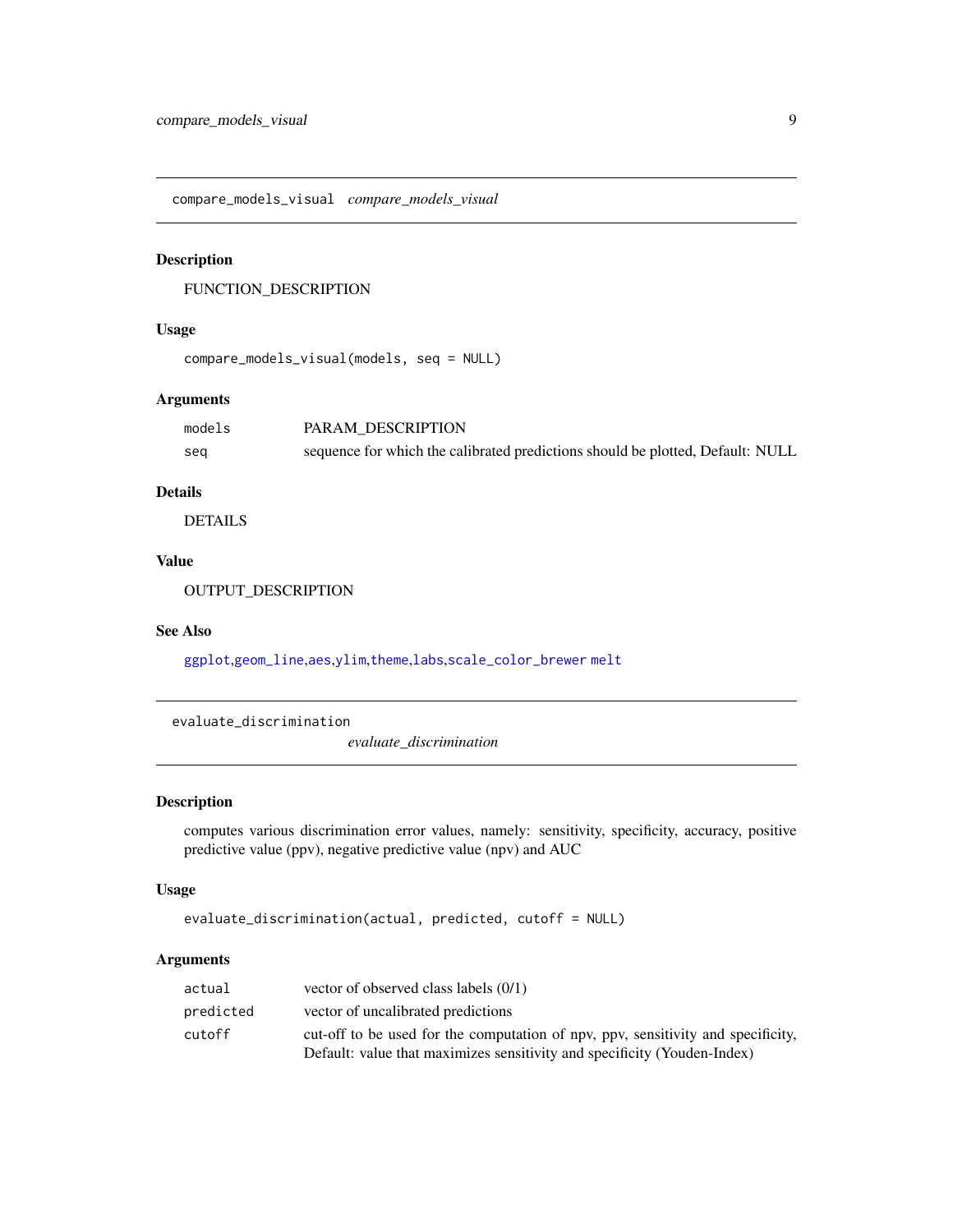## compare_models_visual *compare_models_visual*

### Description

FUNCTION_DESCRIPTION

### Usage

```
compare_models_visual(models, seq = NULL)
```

### Arguments

| | |
|---|---|
| `models` | PARAM_DESCRIPTION |
| `seq` | sequence for which the calibrated predictions should be plotted, Default: NULL |

### Details

DETAILS

### Value

OUTPUT_DESCRIPTION

### See Also

`ggplot`,`geom_line`,`aes`,`ylim`,`theme`,`labs`,`scale_color_brewer` `melt`

## evaluate_discrimination *evaluate_discrimination*

### Description

computes various discrimination error values, namely: sensitivity, specificity, accuracy, positive predictive value (ppv), negative predictive value (npv) and AUC

### Usage

```
evaluate_discrimination(actual, predicted, cutoff = NULL)
```

### Arguments

| | |
|---|---|
| `actual` | vector of observed class labels (0/1) |
| `predicted` | vector of uncalibrated predictions |
| `cutoff` | cut-off to be used for the computation of npv, ppv, sensitivity and specificity, Default: value that maximizes sensitivity and specificity (Youden-Index) |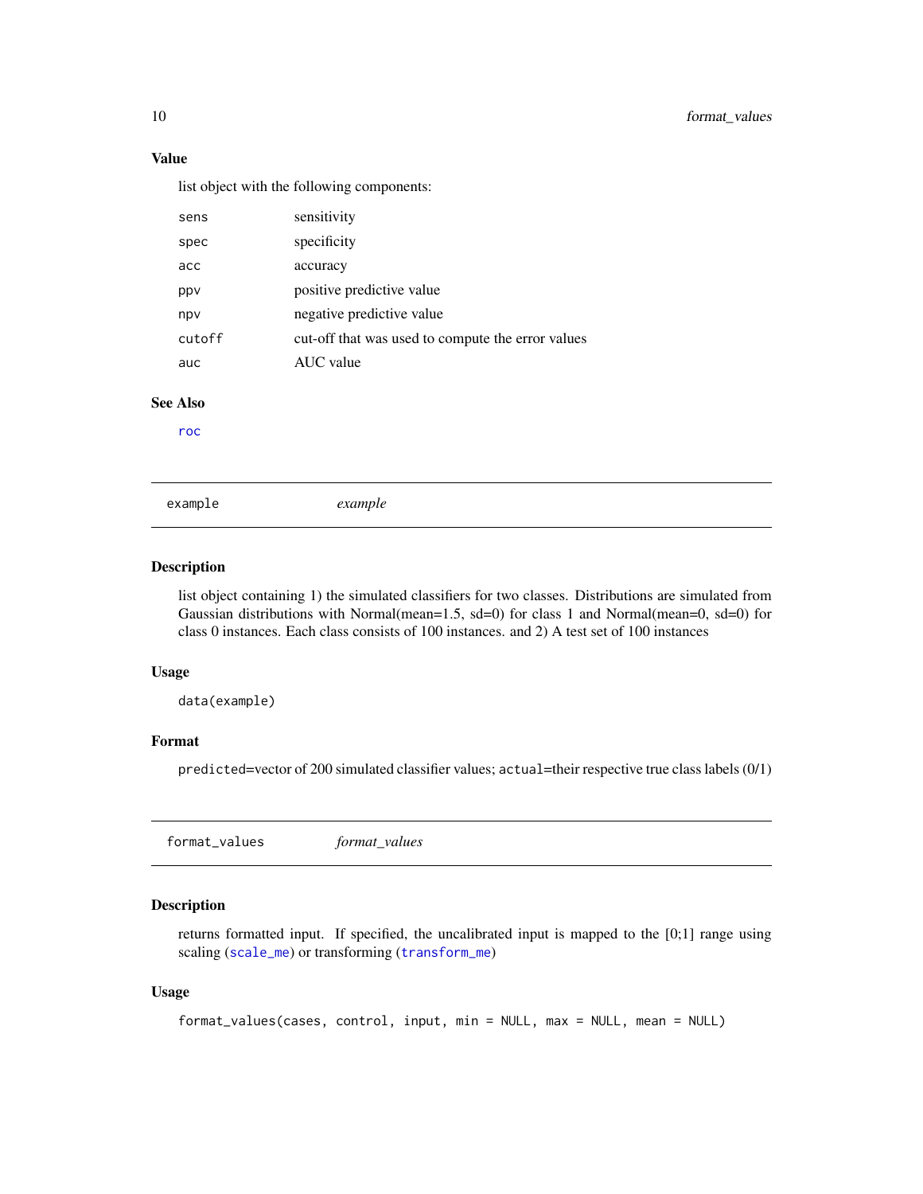### Value

list object with the following components:

| | |
|---|---|
| sens | sensitivity |
| spec | specificity |
| acc | accuracy |
| ppv | positive predictive value |
| npv | negative predictive value |
| cutoff | cut-off that was used to compute the error values |
| auc | AUC value |

### See Also

roc

---

## example — *example*

---

### Description

list object containing 1) the simulated classifiers for two classes. Distributions are simulated from Gaussian distributions with Normal(mean=1.5, sd=0) for class 1 and Normal(mean=0, sd=0) for class 0 instances. Each class consists of 100 instances. and 2) A test set of 100 instances

### Usage

```
data(example)
```

### Format

`predicted`=vector of 200 simulated classifier values; `actual`=their respective true class labels (0/1)

---

## format_values — *format_values*

---

### Description

returns formatted input. If specified, the uncalibrated input is mapped to the [0;1] range using scaling (`scale_me`) or transforming (`transform_me`)

### Usage

```
format_values(cases, control, input, min = NULL, max = NULL, mean = NULL)
```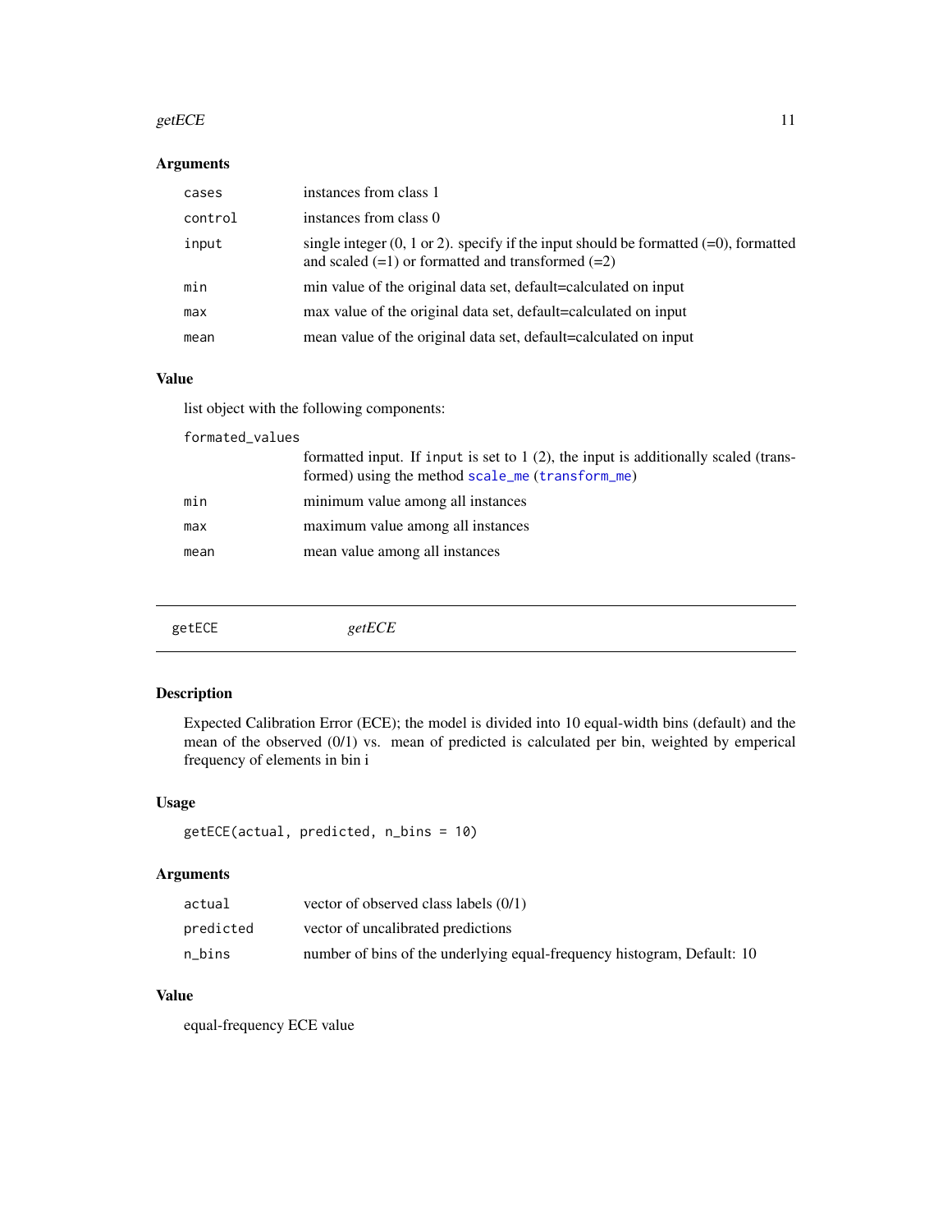## Arguments

| | |
|---|---|
| `cases` | instances from class 1 |
| `control` | instances from class 0 |
| `input` | single integer (0, 1 or 2). specify if the input should be formatted (=0), formatted and scaled (=1) or formatted and transformed (=2) |
| `min` | min value of the original data set, default=calculated on input |
| `max` | max value of the original data set, default=calculated on input |
| `mean` | mean value of the original data set, default=calculated on input |

## Value

list object with the following components:

| | |
|---|---|
| `formated_values` | formatted input. If `input` is set to 1 (2), the input is additionally scaled (transformed) using the method `scale_me` (`transform_me`) |
| `min` | minimum value among all instances |
| `max` | maximum value among all instances |
| `mean` | mean value among all instances |

---

`getECE` *getECE*

---

## Description

Expected Calibration Error (ECE); the model is divided into 10 equal-width bins (default) and the mean of the observed (0/1) vs. mean of predicted is calculated per bin, weighted by emperical frequency of elements in bin i

## Usage

```
getECE(actual, predicted, n_bins = 10)
```

## Arguments

| | |
|---|---|
| `actual` | vector of observed class labels (0/1) |
| `predicted` | vector of uncalibrated predictions |
| `n_bins` | number of bins of the underlying equal-frequency histogram, Default: 10 |

## Value

equal-frequency ECE value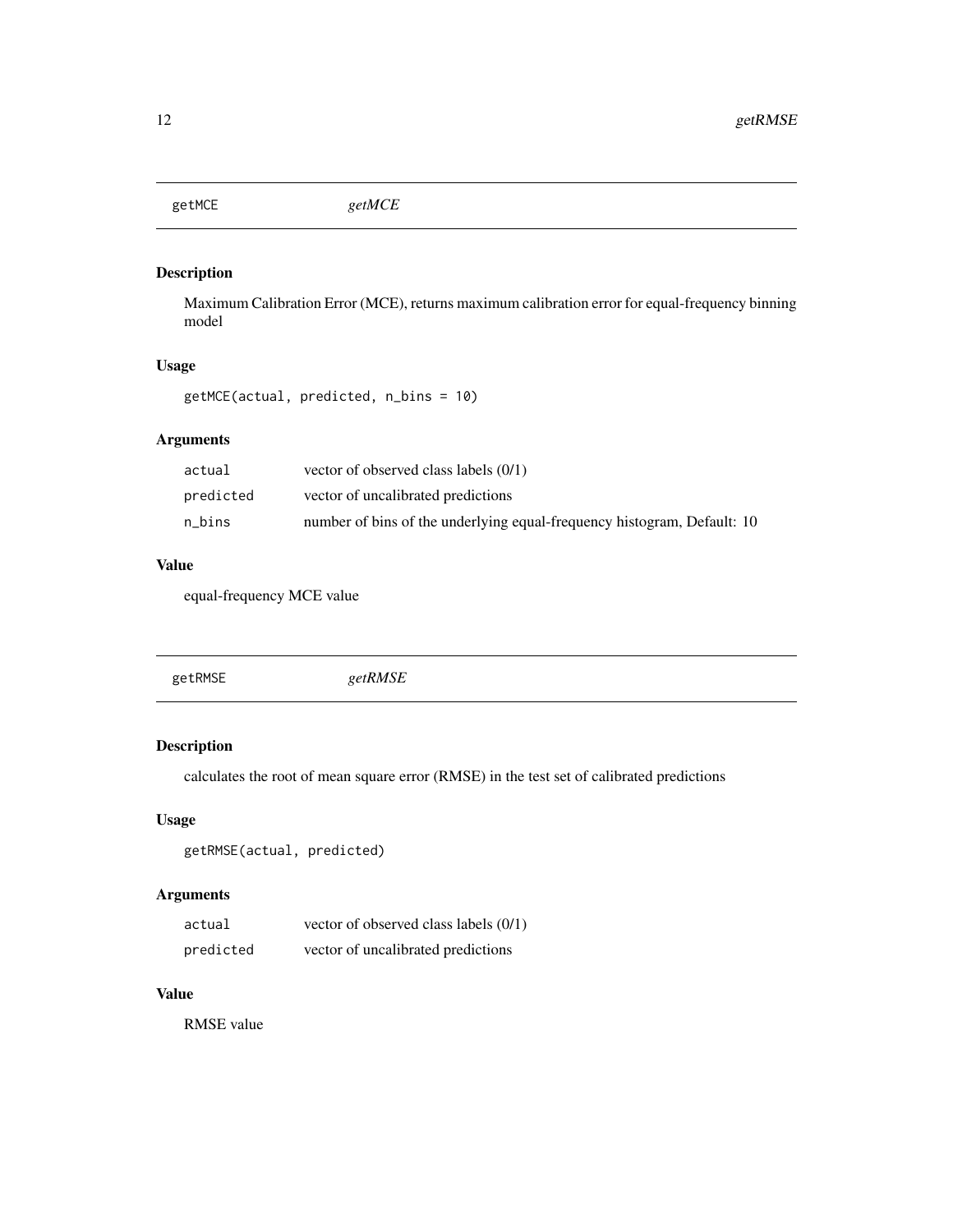## getMCE *getMCE*

### Description

Maximum Calibration Error (MCE), returns maximum calibration error for equal-frequency binning model

### Usage

```
getMCE(actual, predicted, n_bins = 10)
```

### Arguments

| | |
|---|---|
| actual | vector of observed class labels (0/1) |
| predicted | vector of uncalibrated predictions |
| n_bins | number of bins of the underlying equal-frequency histogram, Default: 10 |

### Value

equal-frequency MCE value

## getRMSE *getRMSE*

### Description

calculates the root of mean square error (RMSE) in the test set of calibrated predictions

### Usage

```
getRMSE(actual, predicted)
```

### Arguments

| | |
|---|---|
| actual | vector of observed class labels (0/1) |
| predicted | vector of uncalibrated predictions |

### Value

RMSE value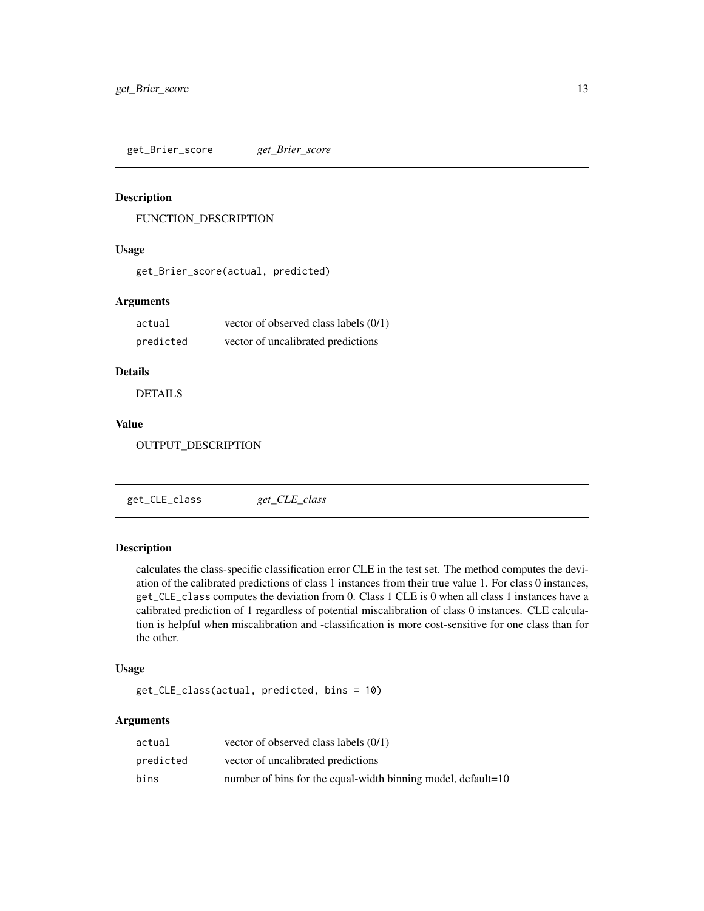## get_Brier_score    *get_Brier_score*

### Description

FUNCTION_DESCRIPTION

### Usage

```
get_Brier_score(actual, predicted)
```

### Arguments

| | |
|---|---|
| actual | vector of observed class labels (0/1) |
| predicted | vector of uncalibrated predictions |

### Details

DETAILS

### Value

OUTPUT_DESCRIPTION

## get_CLE_class    *get_CLE_class*

### Description

calculates the class-specific classification error CLE in the test set. The method computes the deviation of the calibrated predictions of class 1 instances from their true value 1. For class 0 instances, `get_CLE_class` computes the deviation from 0. Class 1 CLE is 0 when all class 1 instances have a calibrated prediction of 1 regardless of potential miscalibration of class 0 instances. CLE calculation is helpful when miscalibration and -classification is more cost-sensitive for one class than for the other.

### Usage

```
get_CLE_class(actual, predicted, bins = 10)
```

### Arguments

| | |
|---|---|
| actual | vector of observed class labels (0/1) |
| predicted | vector of uncalibrated predictions |
| bins | number of bins for the equal-width binning model, default=10 |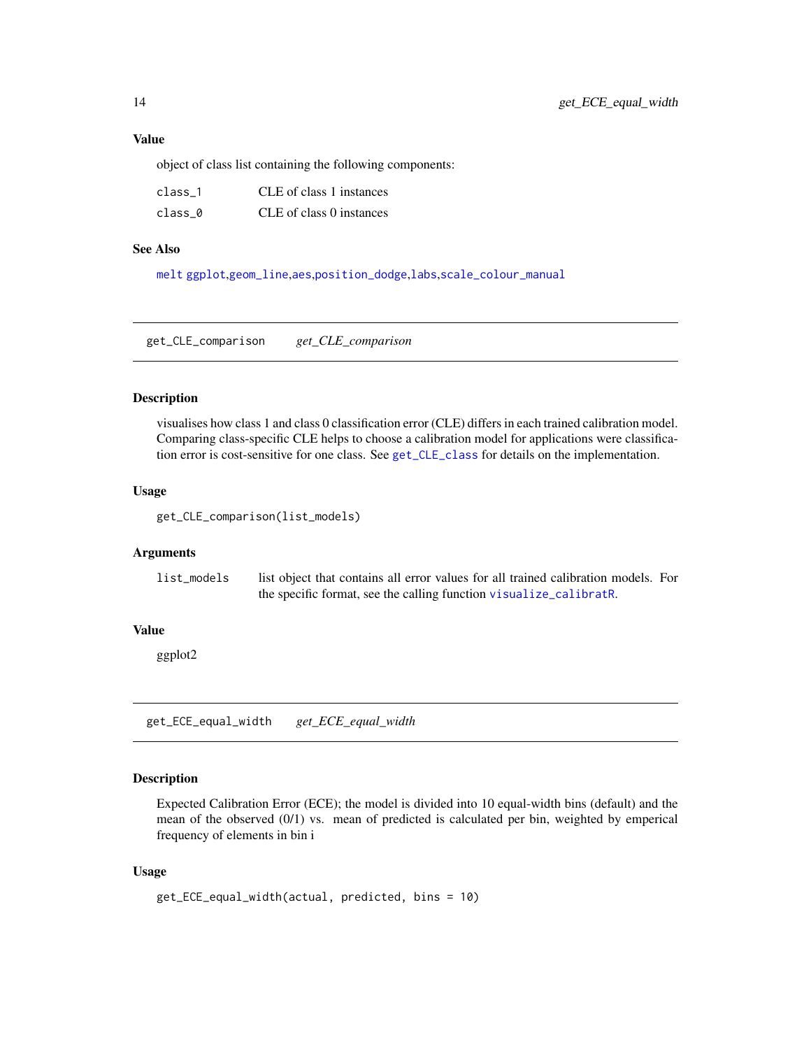### Value

object of class list containing the following components:

| | |
|---|---|
| class_1 | CLE of class 1 instances |
| class_0 | CLE of class 0 instances |

### See Also

melt ggplot,geom_line,aes,position_dodge,labs,scale_colour_manual

---

## get_CLE_comparison    *get_CLE_comparison*

---

### Description

visualises how class 1 and class 0 classification error (CLE) differs in each trained calibration model. Comparing class-specific CLE helps to choose a calibration model for applications were classification error is cost-sensitive for one class. See get_CLE_class for details on the implementation.

### Usage

```
get_CLE_comparison(list_models)
```

### Arguments

| | |
|---|---|
| list_models | list object that contains all error values for all trained calibration models. For the specific format, see the calling function visualize_calibratR. |

### Value

ggplot2

---

## get_ECE_equal_width    *get_ECE_equal_width*

---

### Description

Expected Calibration Error (ECE); the model is divided into 10 equal-width bins (default) and the mean of the observed (0/1) vs. mean of predicted is calculated per bin, weighted by emperical frequency of elements in bin i

### Usage

```
get_ECE_equal_width(actual, predicted, bins = 10)
```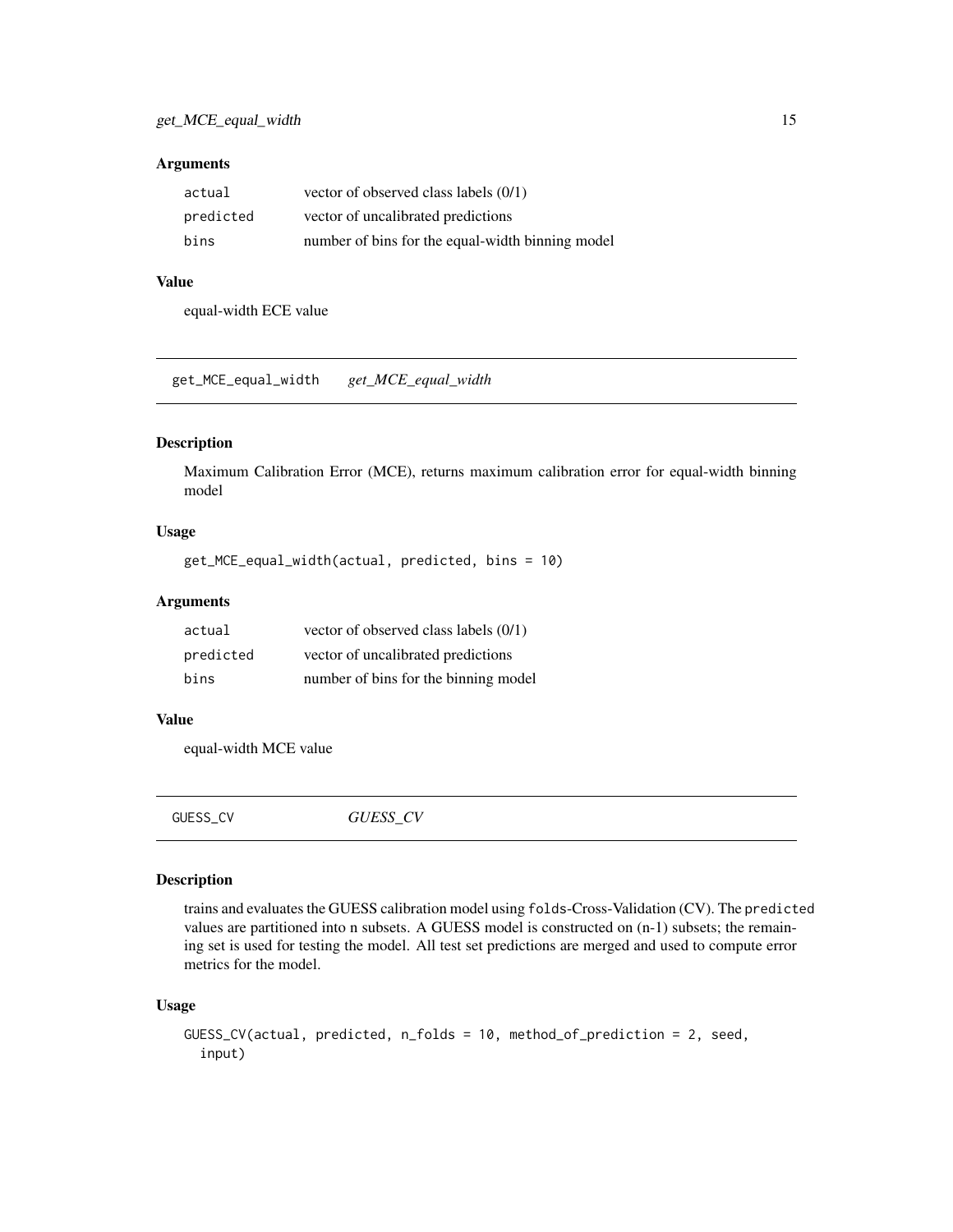### Arguments

| | |
|---|---|
| actual | vector of observed class labels (0/1) |
| predicted | vector of uncalibrated predictions |
| bins | number of bins for the equal-width binning model |

### Value

equal-width ECE value

## get_MCE_equal_width    *get_MCE_equal_width*

### Description

Maximum Calibration Error (MCE), returns maximum calibration error for equal-width binning model

### Usage

```
get_MCE_equal_width(actual, predicted, bins = 10)
```

### Arguments

| | |
|---|---|
| actual | vector of observed class labels (0/1) |
| predicted | vector of uncalibrated predictions |
| bins | number of bins for the binning model |

### Value

equal-width MCE value

## GUESS_CV    *GUESS_CV*

### Description

trains and evaluates the GUESS calibration model using `folds`-Cross-Validation (CV). The `predicted` values are partitioned into n subsets. A GUESS model is constructed on (n-1) subsets; the remaining set is used for testing the model. All test set predictions are merged and used to compute error metrics for the model.

### Usage

```
GUESS_CV(actual, predicted, n_folds = 10, method_of_prediction = 2, seed,
  input)
```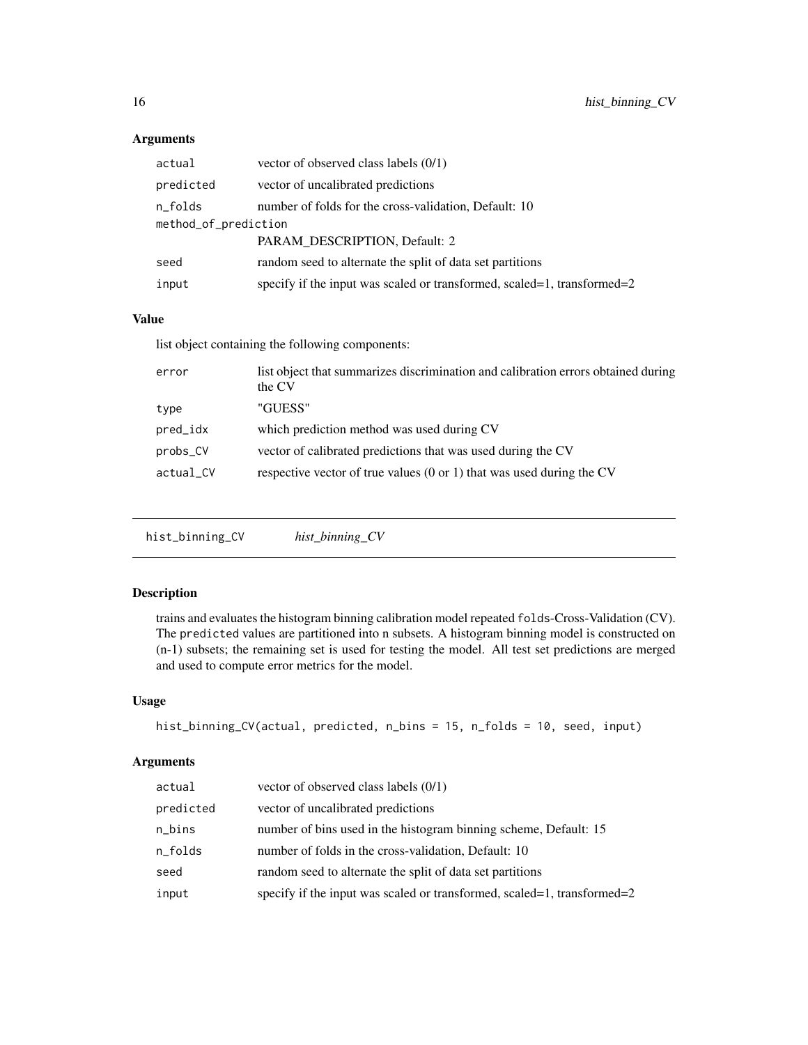### Arguments

| | |
|---|---|
| `actual` | vector of observed class labels (0/1) |
| `predicted` | vector of uncalibrated predictions |
| `n_folds` | number of folds for the cross-validation, Default: 10 |
| `method_of_prediction` | PARAM_DESCRIPTION, Default: 2 |
| `seed` | random seed to alternate the split of data set partitions |
| `input` | specify if the input was scaled or transformed, scaled=1, transformed=2 |

### Value

list object containing the following components:

| | |
|---|---|
| `error` | list object that summarizes discrimination and calibration errors obtained during the CV |
| `type` | "GUESS" |
| `pred_idx` | which prediction method was used during CV |
| `probs_CV` | vector of calibrated predictions that was used during the CV |
| `actual_CV` | respective vector of true values (0 or 1) that was used during the CV |

## `hist_binning_CV` *hist_binning_CV*

### Description

trains and evaluates the histogram binning calibration model repeated `folds`-Cross-Validation (CV). The `predicted` values are partitioned into n subsets. A histogram binning model is constructed on (n-1) subsets; the remaining set is used for testing the model. All test set predictions are merged and used to compute error metrics for the model.

### Usage

```
hist_binning_CV(actual, predicted, n_bins = 15, n_folds = 10, seed, input)
```

### Arguments

| | |
|---|---|
| `actual` | vector of observed class labels (0/1) |
| `predicted` | vector of uncalibrated predictions |
| `n_bins` | number of bins used in the histogram binning scheme, Default: 15 |
| `n_folds` | number of folds in the cross-validation, Default: 10 |
| `seed` | random seed to alternate the split of data set partitions |
| `input` | specify if the input was scaled or transformed, scaled=1, transformed=2 |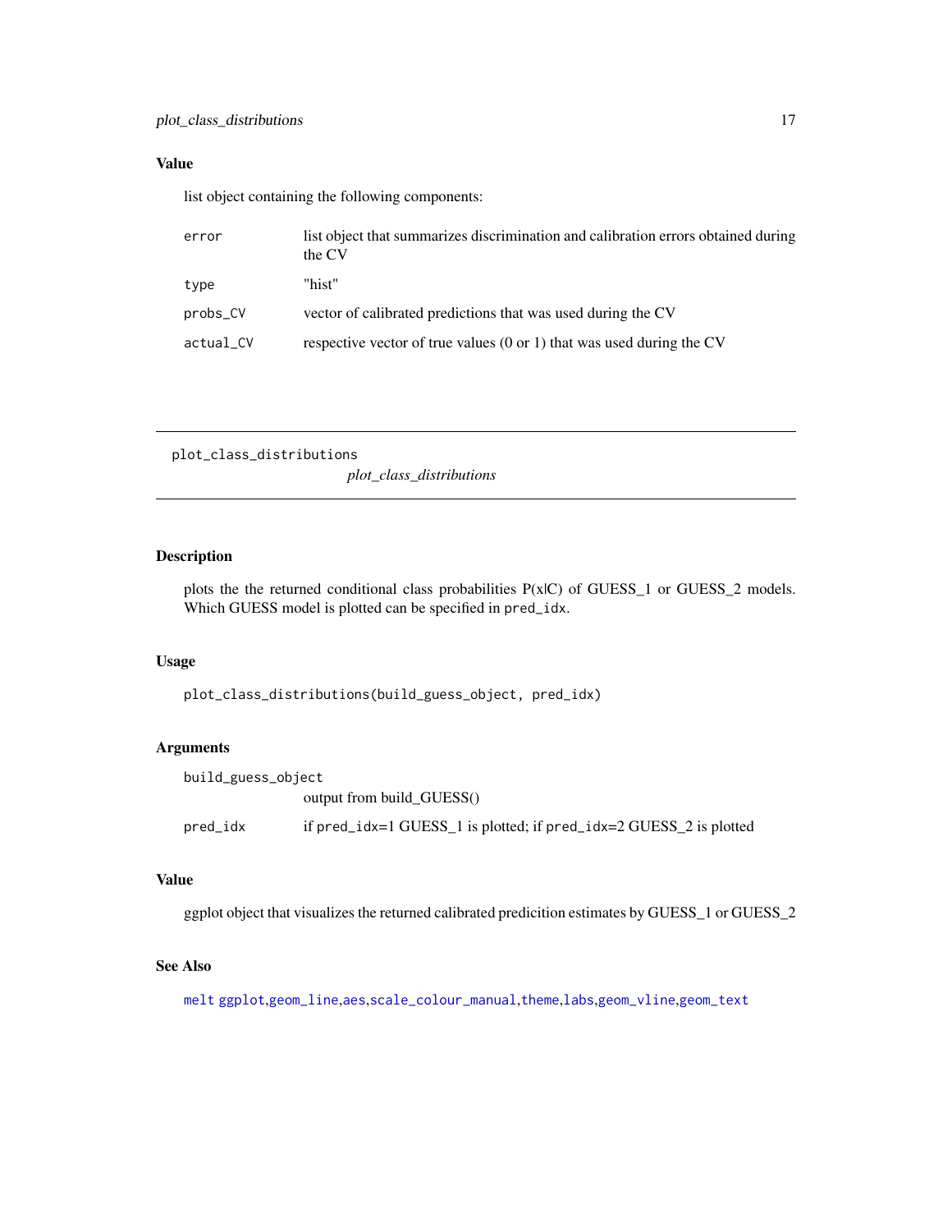## Value

list object containing the following components:

| | |
|---|---|
| `error` | list object that summarizes discrimination and calibration errors obtained during the CV |
| `type` | "hist" |
| `probs_CV` | vector of calibrated predictions that was used during the CV |
| `actual_CV` | respective vector of true values (0 or 1) that was used during the CV |

---

# plot_class_distributions

*plot_class_distributions*

---

## Description

plots the the returned conditional class probabilities P(x|C) of GUESS_1 or GUESS_2 models. Which GUESS model is plotted can be specified in `pred_idx`.

## Usage

```
plot_class_distributions(build_guess_object, pred_idx)
```

## Arguments

| | |
|---|---|
| `build_guess_object` | output from build_GUESS() |
| `pred_idx` | if `pred_idx=1` GUESS_1 is plotted; if `pred_idx=2` GUESS_2 is plotted |

## Value

ggplot object that visualizes the returned calibrated predicition estimates by GUESS_1 or GUESS_2

## See Also

`melt` `ggplot`,`geom_line`,`aes`,`scale_colour_manual`,`theme`,`labs`,`geom_vline`,`geom_text`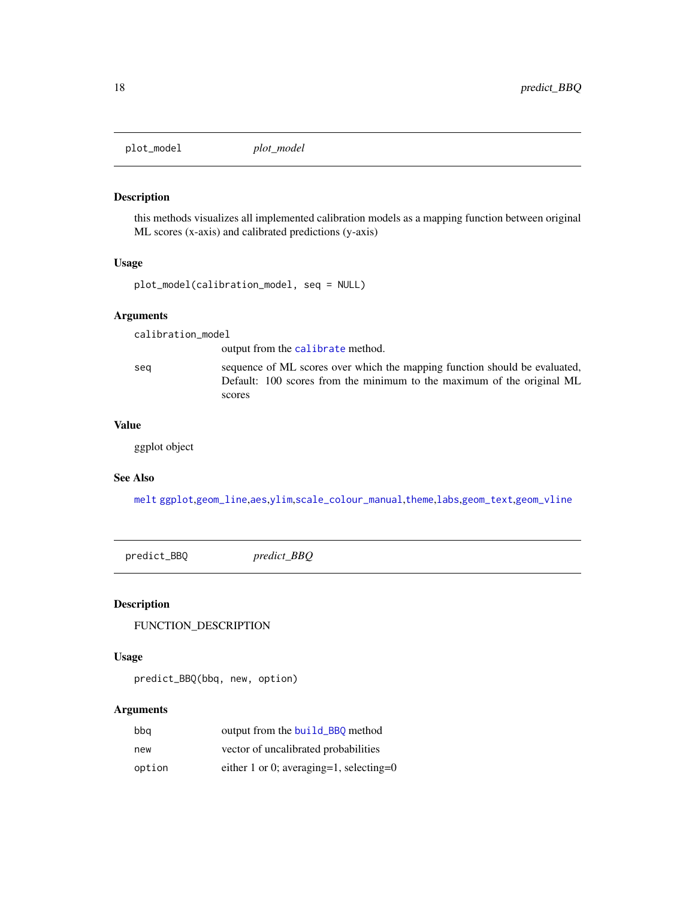## plot_model    *plot_model*

### Description

this methods visualizes all implemented calibration models as a mapping function between original ML scores (x-axis) and calibrated predictions (y-axis)

### Usage

```
plot_model(calibration_model, seq = NULL)
```

### Arguments

| | |
|---|---|
| calibration_model | output from the calibrate method. |
| seq | sequence of ML scores over which the mapping function should be evaluated, Default: 100 scores from the minimum to the maximum of the original ML scores |

### Value

ggplot object

### See Also

melt ggplot,geom_line,aes,ylim,scale_colour_manual,theme,labs,geom_text,geom_vline

## predict_BBQ    *predict_BBQ*

### Description

FUNCTION_DESCRIPTION

### Usage

```
predict_BBQ(bbq, new, option)
```

### Arguments

| | |
|---|---|
| bbq | output from the build_BBQ method |
| new | vector of uncalibrated probabilities |
| option | either 1 or 0; averaging=1, selecting=0 |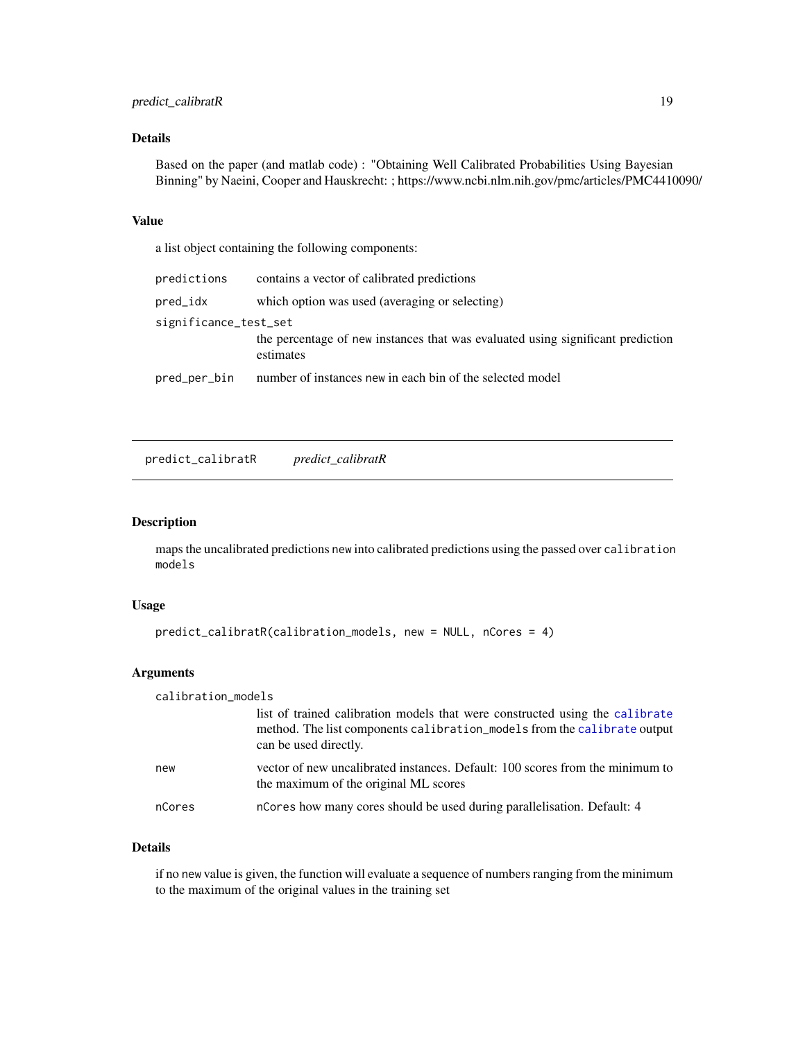### Details

Based on the paper (and matlab code) : "Obtaining Well Calibrated Probabilities Using Bayesian Binning" by Naeini, Cooper and Hauskrecht: ; https://www.ncbi.nlm.nih.gov/pmc/articles/PMC4410090/

### Value

a list object containing the following components:

| | |
|---|---|
| `predictions` | contains a vector of calibrated predictions |
| `pred_idx` | which option was used (averaging or selecting) |
| `significance_test_set` | the percentage of `new` instances that was evaluated using significant prediction estimates |
| `pred_per_bin` | number of instances `new` in each bin of the selected model |

---

## predict_calibratR &nbsp;&nbsp;&nbsp; *predict_calibratR*

### Description

maps the uncalibrated predictions `new` into calibrated predictions using the passed over `calibration models`

### Usage

```
predict_calibratR(calibration_models, new = NULL, nCores = 4)
```

### Arguments

| | |
|---|---|
| `calibration_models` | list of trained calibration models that were constructed using the `calibrate` method. The list components `calibration_models` from the `calibrate` output can be used directly. |
| `new` | vector of new uncalibrated instances. Default: 100 scores from the minimum to the maximum of the original ML scores |
| `nCores` | `nCores` how many cores should be used during parallelisation. Default: 4 |

### Details

if no `new` value is given, the function will evaluate a sequence of numbers ranging from the minimum to the maximum of the original values in the training set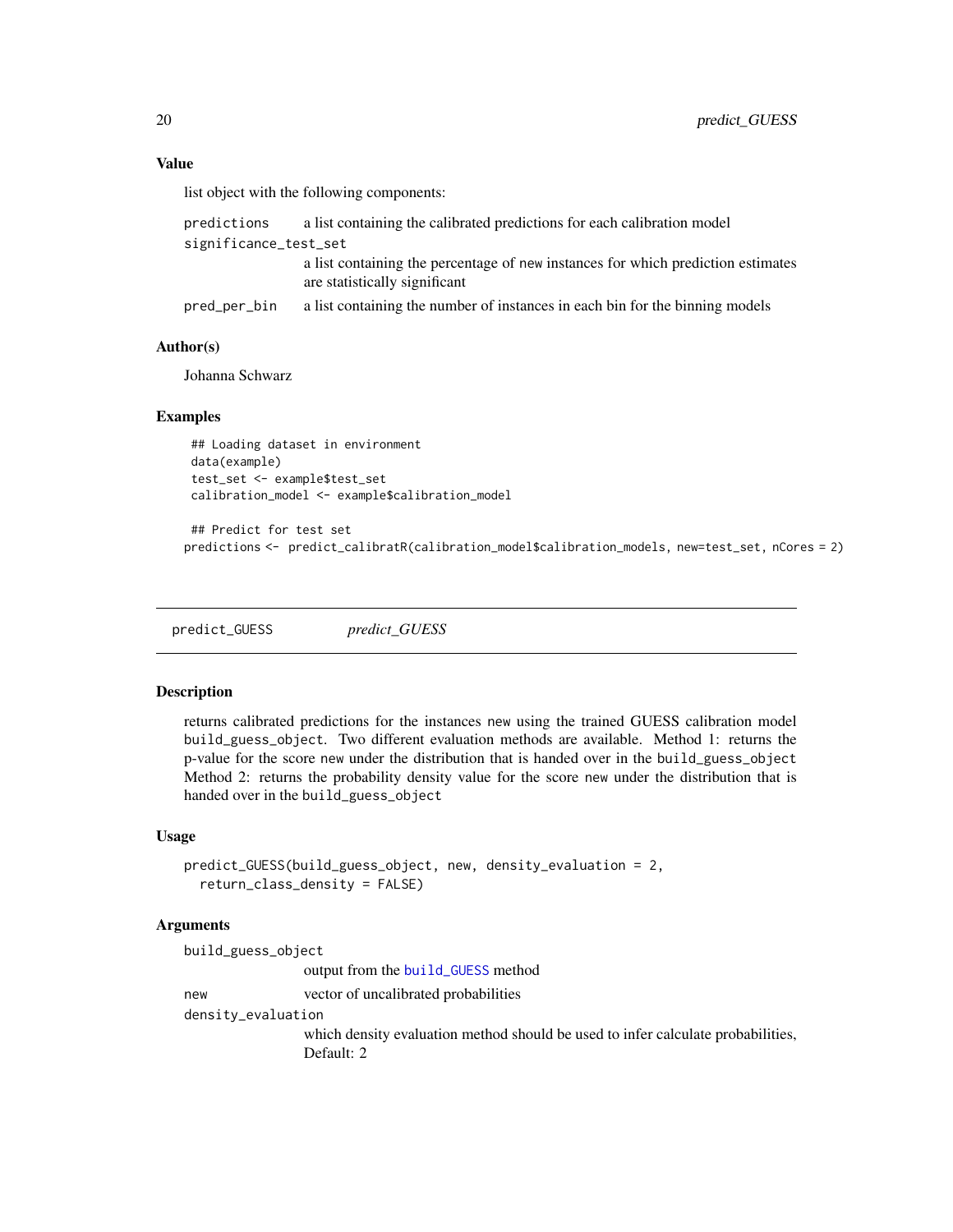### Value

list object with the following components:

- `predictions` — a list containing the calibrated predictions for each calibration model
- `significance_test_set` — a list containing the percentage of `new` instances for which prediction estimates are statistically significant
- `pred_per_bin` — a list containing the number of instances in each bin for the binning models

### Author(s)

Johanna Schwarz

### Examples

```
## Loading dataset in environment
data(example)
test_set <- example$test_set
calibration_model <- example$calibration_model

## Predict for test set
predictions <- predict_calibratR(calibration_model$calibration_models, new=test_set, nCores = 2)
```

---

## predict_GUESS — *predict_GUESS*

### Description

returns calibrated predictions for the instances `new` using the trained GUESS calibration model `build_guess_object`. Two different evaluation methods are available. Method 1: returns the p-value for the score `new` under the distribution that is handed over in the `build_guess_object` Method 2: returns the probability density value for the score `new` under the distribution that is handed over in the `build_guess_object`

### Usage

```
predict_GUESS(build_guess_object, new, density_evaluation = 2,
  return_class_density = FALSE)
```

### Arguments

- `build_guess_object` — output from the `build_GUESS` method
- `new` — vector of uncalibrated probabilities
- `density_evaluation` — which density evaluation method should be used to infer calculate probabilities, Default: 2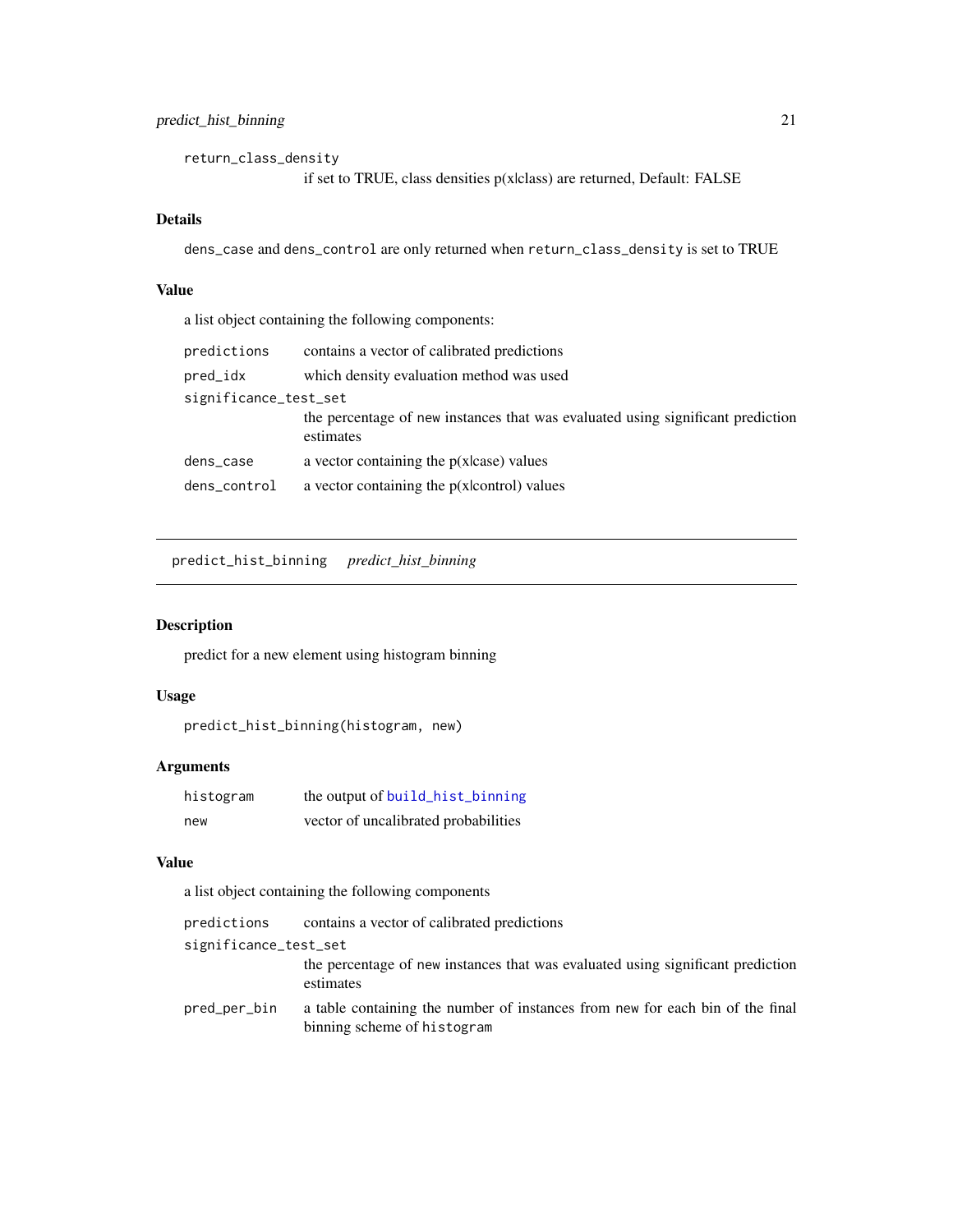return_class_density
: if set to TRUE, class densities p(x|class) are returned, Default: FALSE

### Details

dens_case and dens_control are only returned when return_class_density is set to TRUE

### Value

a list object containing the following components:

| | |
|---|---|
| predictions | contains a vector of calibrated predictions |
| pred_idx | which density evaluation method was used |
| significance_test_set | the percentage of new instances that was evaluated using significant prediction estimates |
| dens_case | a vector containing the p(x|case) values |
| dens_control | a vector containing the p(x|control) values |

---

## predict_hist_binning *predict_hist_binning*

### Description

predict for a new element using histogram binning

### Usage

```
predict_hist_binning(histogram, new)
```

### Arguments

| | |
|---|---|
| histogram | the output of build_hist_binning |
| new | vector of uncalibrated probabilities |

### Value

a list object containing the following components

| | |
|---|---|
| predictions | contains a vector of calibrated predictions |
| significance_test_set | the percentage of new instances that was evaluated using significant prediction estimates |
| pred_per_bin | a table containing the number of instances from new for each bin of the final binning scheme of histogram |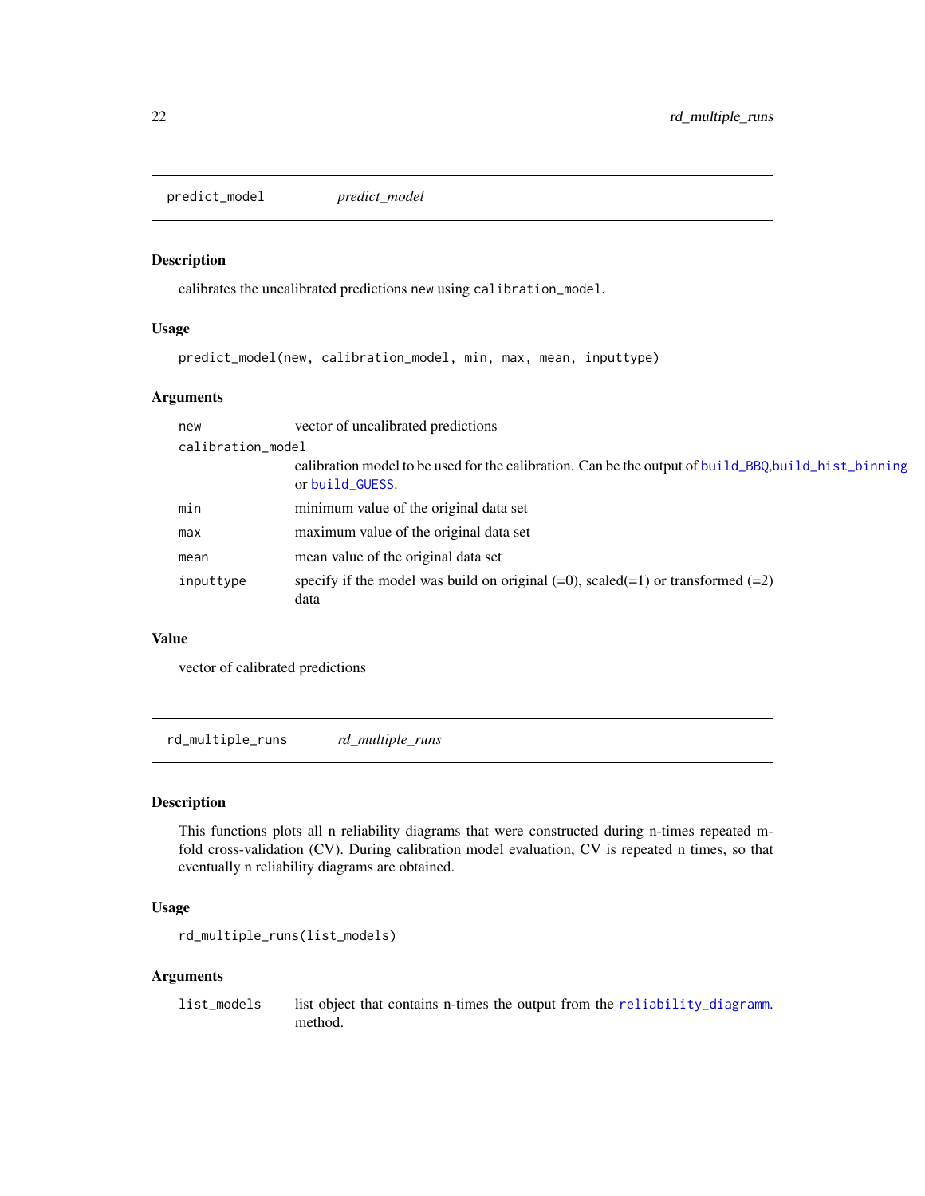## predict_model *predict_model*

### Description

calibrates the uncalibrated predictions new using calibration_model.

### Usage

```
predict_model(new, calibration_model, min, max, mean, inputtype)
```

### Arguments

| | |
|---|---|
| new | vector of uncalibrated predictions |
| calibration_model | calibration model to be used for the calibration. Can be the output of build_BBQ,build_hist_binning or build_GUESS. |
| min | minimum value of the original data set |
| max | maximum value of the original data set |
| mean | mean value of the original data set |
| inputtype | specify if the model was build on original (=0), scaled(=1) or transformed (=2) data |

### Value

vector of calibrated predictions

## rd_multiple_runs *rd_multiple_runs*

### Description

This functions plots all n reliability diagrams that were constructed during n-times repeated m-fold cross-validation (CV). During calibration model evaluation, CV is repeated n times, so that eventually n reliability diagrams are obtained.

### Usage

```
rd_multiple_runs(list_models)
```

### Arguments

| | |
|---|---|
| list_models | list object that contains n-times the output from the reliability_diagramm. method. |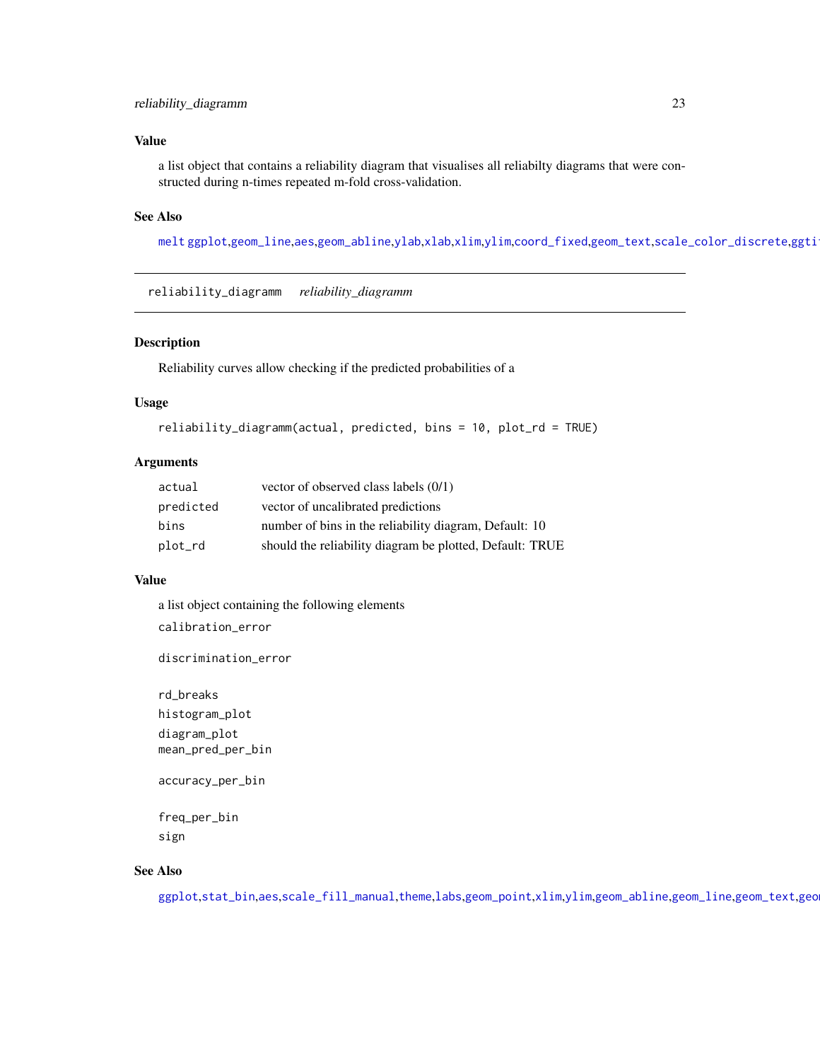### Value

a list object that contains a reliability diagram that visualises all reliabilty diagrams that were constructed during n-times repeated m-fold cross-validation.

### See Also

melt ggplot,geom_line,aes,geom_abline,ylab,xlab,xlim,ylim,coord_fixed,geom_text,scale_color_discrete,ggti

---

## reliability_diagramm *reliability_diagramm*

### Description

Reliability curves allow checking if the predicted probabilities of a

### Usage

```
reliability_diagramm(actual, predicted, bins = 10, plot_rd = TRUE)
```

### Arguments

| | |
|---|---|
| actual | vector of observed class labels (0/1) |
| predicted | vector of uncalibrated predictions |
| bins | number of bins in the reliability diagram, Default: 10 |
| plot_rd | should the reliability diagram be plotted, Default: TRUE |

### Value

a list object containing the following elements

calibration_error

discrimination_error

rd_breaks

histogram_plot

diagram_plot

mean_pred_per_bin

accuracy_per_bin

freq_per_bin

sign

### See Also

ggplot,stat_bin,aes,scale_fill_manual,theme,labs,geom_point,xlim,ylim,geom_abline,geom_line,geom_text,geo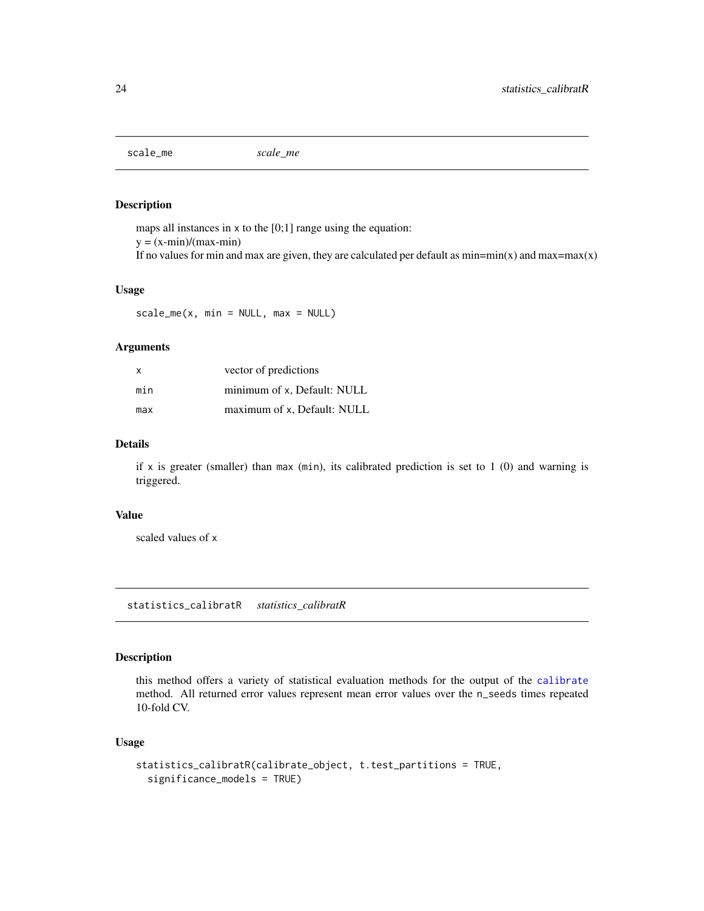## scale_me *scale_me*

### Description

maps all instances in x to the [0;1] range using the equation:
y = (x-min)/(max-min)
If no values for min and max are given, they are calculated per default as min=min(x) and max=max(x)

### Usage

```
scale_me(x, min = NULL, max = NULL)
```

### Arguments

| | |
|---|---|
| x | vector of predictions |
| min | minimum of x, Default: NULL |
| max | maximum of x, Default: NULL |

### Details

if x is greater (smaller) than max (min), its calibrated prediction is set to 1 (0) and warning is triggered.

### Value

scaled values of x

## statistics_calibratR *statistics_calibratR*

### Description

this method offers a variety of statistical evaluation methods for the output of the calibrate method. All returned error values represent mean error values over the n_seeds times repeated 10-fold CV.

### Usage

```
statistics_calibratR(calibrate_object, t.test_partitions = TRUE,
  significance_models = TRUE)
```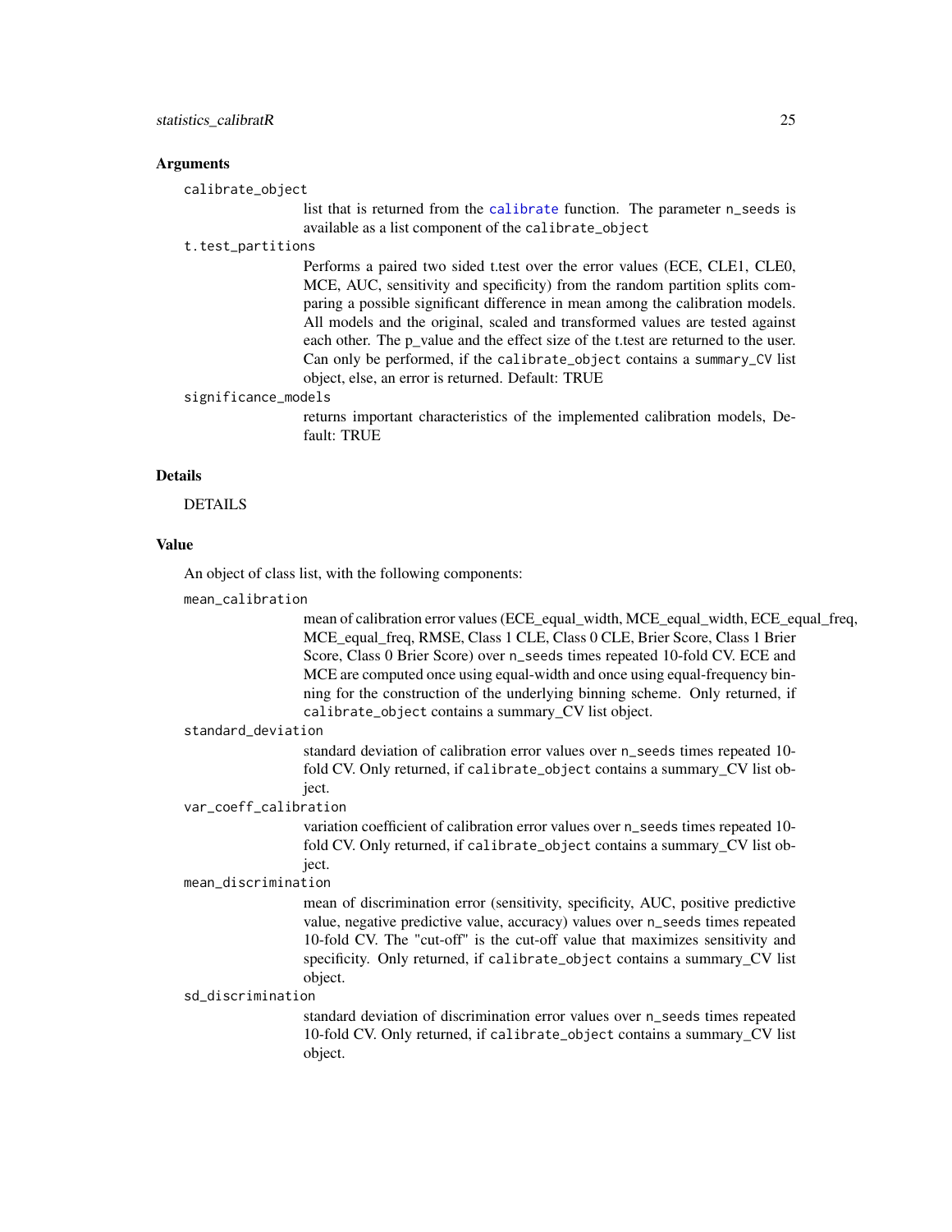### Arguments

`calibrate_object`
: list that is returned from the `calibrate` function. The parameter `n_seeds` is available as a list component of the `calibrate_object`

`t.test_partitions`
: Performs a paired two sided t.test over the error values (ECE, CLE1, CLE0, MCE, AUC, sensitivity and specificity) from the random partition splits comparing a possible significant difference in mean among the calibration models. All models and the original, scaled and transformed values are tested against each other. The p_value and the effect size of the t.test are returned to the user. Can only be performed, if the `calibrate_object` contains a `summary_CV` list object, else, an error is returned. Default: TRUE

`significance_models`
: returns important characteristics of the implemented calibration models, Default: TRUE

### Details

DETAILS

### Value

An object of class list, with the following components:

`mean_calibration`
: mean of calibration error values (ECE_equal_width, MCE_equal_width, ECE_equal_freq, MCE_equal_freq, RMSE, Class 1 CLE, Class 0 CLE, Brier Score, Class 1 Brier Score, Class 0 Brier Score) over `n_seeds` times repeated 10-fold CV. ECE and MCE are computed once using equal-width and once using equal-frequency binning for the construction of the underlying binning scheme. Only returned, if `calibrate_object` contains a summary_CV list object.

`standard_deviation`
: standard deviation of calibration error values over `n_seeds` times repeated 10-fold CV. Only returned, if `calibrate_object` contains a summary_CV list object.

`var_coeff_calibration`
: variation coefficient of calibration error values over `n_seeds` times repeated 10-fold CV. Only returned, if `calibrate_object` contains a summary_CV list object.

`mean_discrimination`
: mean of discrimination error (sensitivity, specificity, AUC, positive predictive value, negative predictive value, accuracy) values over `n_seeds` times repeated 10-fold CV. The "cut-off" is the cut-off value that maximizes sensitivity and specificity. Only returned, if `calibrate_object` contains a summary_CV list object.

`sd_discrimination`
: standard deviation of discrimination error values over `n_seeds` times repeated 10-fold CV. Only returned, if `calibrate_object` contains a summary_CV list object.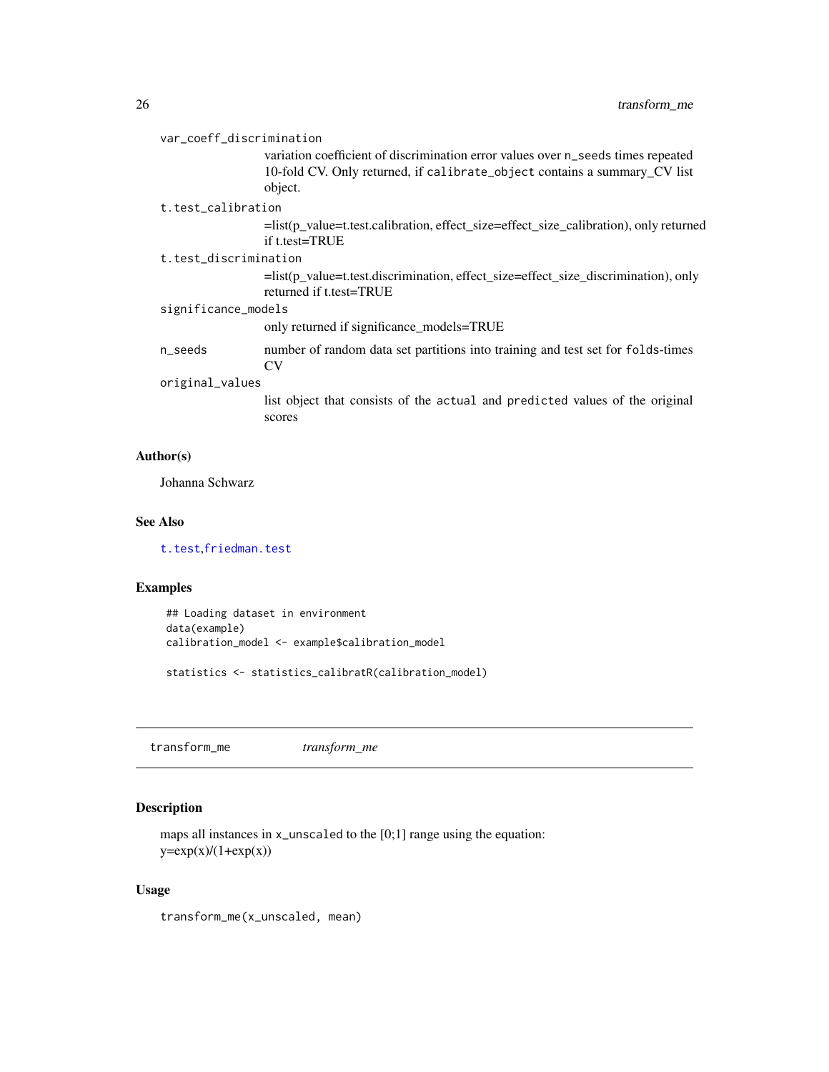var_coeff_discrimination
: variation coefficient of discrimination error values over n_seeds times repeated 10-fold CV. Only returned, if calibrate_object contains a summary_CV list object.

t.test_calibration
: =list(p_value=t.test.calibration, effect_size=effect_size_calibration), only returned if t.test=TRUE

t.test_discrimination
: =list(p_value=t.test.discrimination, effect_size=effect_size_discrimination), only returned if t.test=TRUE

significance_models
: only returned if significance_models=TRUE

n_seeds
: number of random data set partitions into training and test set for folds-times CV

original_values
: list object that consists of the actual and predicted values of the original scores

### Author(s)

Johanna Schwarz

### See Also

t.test,friedman.test

### Examples

```
## Loading dataset in environment
data(example)
calibration_model <- example$calibration_model

statistics <- statistics_calibratR(calibration_model)
```

---

## transform_me    *transform_me*

---

### Description

maps all instances in x_unscaled to the [0;1] range using the equation:
$y=\exp(x)/(1+\exp(x))$

### Usage

```
transform_me(x_unscaled, mean)
```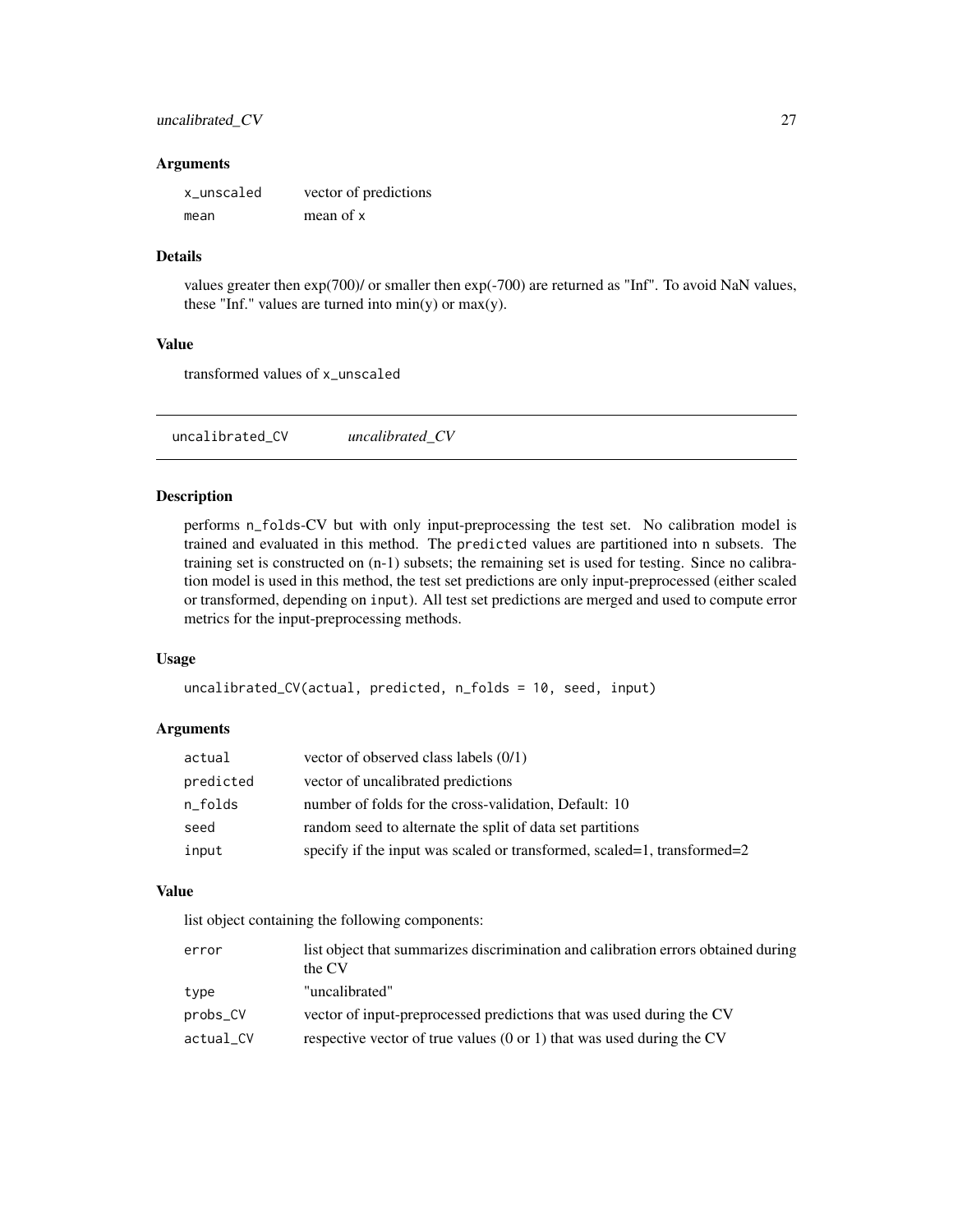### Arguments

| | |
|---|---|
| x_unscaled | vector of predictions |
| mean | mean of x |

### Details

values greater then exp(700)/ or smaller then exp(-700) are returned as "Inf". To avoid NaN values, these "Inf." values are turned into min(y) or max(y).

### Value

transformed values of x_unscaled

---

## uncalibrated_CV *uncalibrated_CV*

### Description

performs n_folds-CV but with only input-preprocessing the test set. No calibration model is trained and evaluated in this method. The predicted values are partitioned into n subsets. The training set is constructed on (n-1) subsets; the remaining set is used for testing. Since no calibration model is used in this method, the test set predictions are only input-preprocessed (either scaled or transformed, depending on input). All test set predictions are merged and used to compute error metrics for the input-preprocessing methods.

### Usage

```
uncalibrated_CV(actual, predicted, n_folds = 10, seed, input)
```

### Arguments

| | |
|---|---|
| actual | vector of observed class labels (0/1) |
| predicted | vector of uncalibrated predictions |
| n_folds | number of folds for the cross-validation, Default: 10 |
| seed | random seed to alternate the split of data set partitions |
| input | specify if the input was scaled or transformed, scaled=1, transformed=2 |

### Value

list object containing the following components:

| | |
|---|---|
| error | list object that summarizes discrimination and calibration errors obtained during the CV |
| type | "uncalibrated" |
| probs_CV | vector of input-preprocessed predictions that was used during the CV |
| actual_CV | respective vector of true values (0 or 1) that was used during the CV |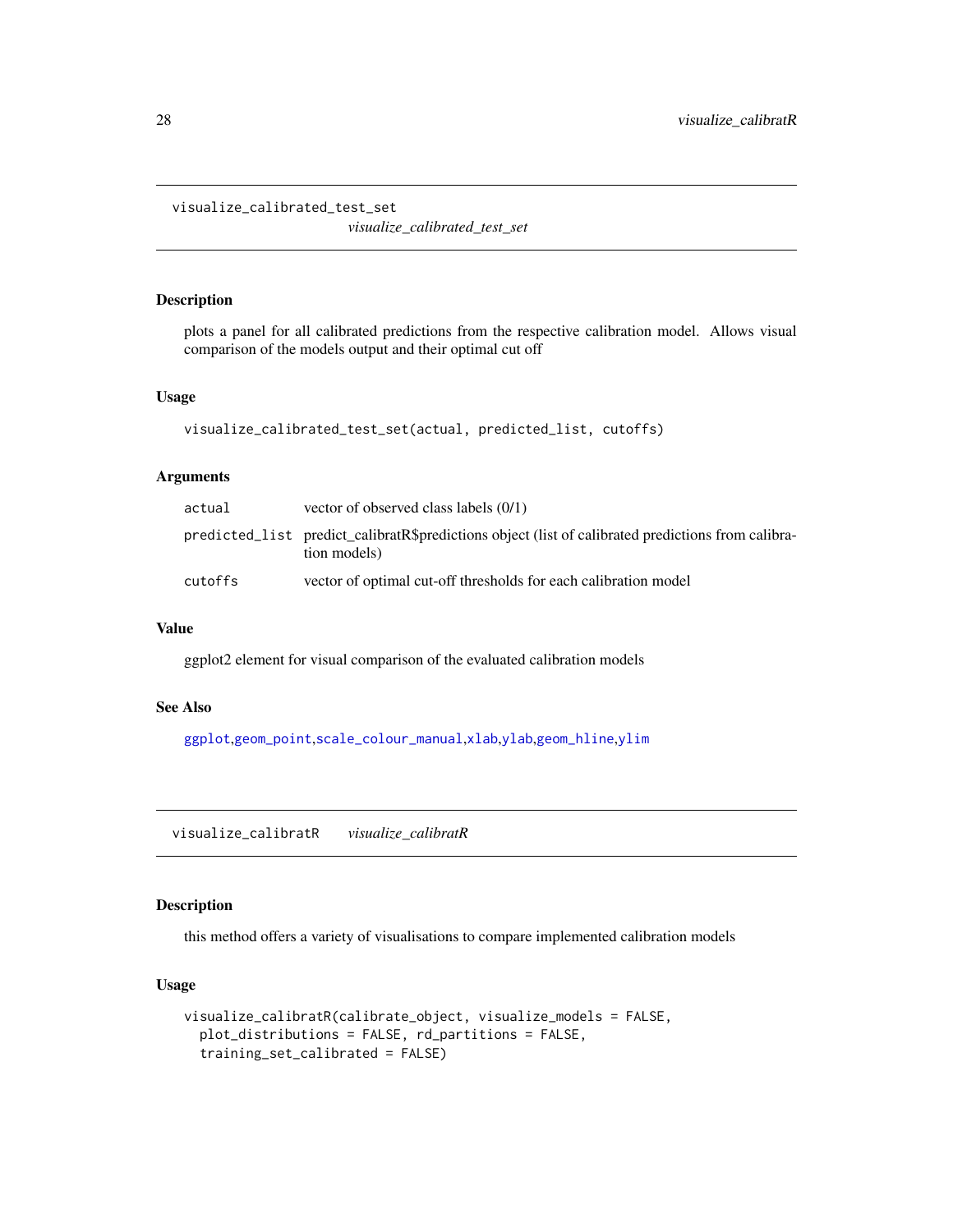## visualize_calibrated_test_set

*visualize_calibrated_test_set*

### Description

plots a panel for all calibrated predictions from the respective calibration model. Allows visual comparison of the models output and their optimal cut off

### Usage

```
visualize_calibrated_test_set(actual, predicted_list, cutoffs)
```

### Arguments

| | |
|---|---|
| actual | vector of observed class labels (0/1) |
| predicted_list | predict_calibratR$predictions object (list of calibrated predictions from calibration models) |
| cutoffs | vector of optimal cut-off thresholds for each calibration model |

### Value

ggplot2 element for visual comparison of the evaluated calibration models

### See Also

ggplot,geom_point,scale_colour_manual,xlab,ylab,geom_hline,ylim

## visualize_calibratR

*visualize_calibratR*

### Description

this method offers a variety of visualisations to compare implemented calibration models

### Usage

```
visualize_calibratR(calibrate_object, visualize_models = FALSE,
  plot_distributions = FALSE, rd_partitions = FALSE,
  training_set_calibrated = FALSE)
```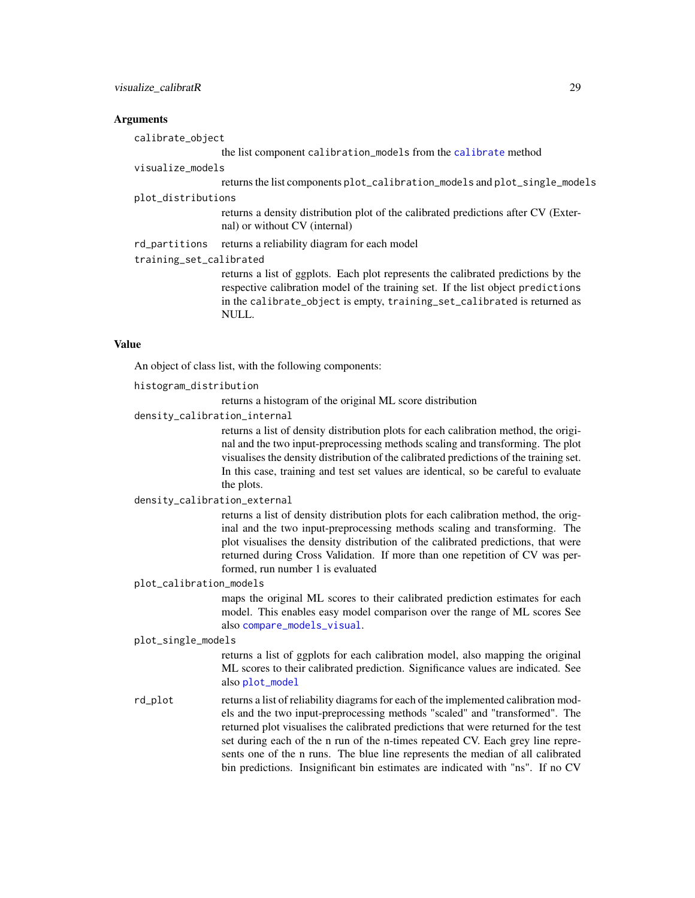## Arguments

`calibrate_object`
: the list component `calibration_models` from the `calibrate` method

`visualize_models`
: returns the list components `plot_calibration_models` and `plot_single_models`

`plot_distributions`
: returns a density distribution plot of the calibrated predictions after CV (External) or without CV (internal)

`rd_partitions`
: returns a reliability diagram for each model

`training_set_calibrated`
: returns a list of ggplots. Each plot represents the calibrated predictions by the respective calibration model of the training set. If the list object `predictions` in the `calibrate_object` is empty, `training_set_calibrated` is returned as NULL.

## Value

An object of class list, with the following components:

`histogram_distribution`
: returns a histogram of the original ML score distribution

`density_calibration_internal`
: returns a list of density distribution plots for each calibration method, the original and the two input-preprocessing methods scaling and transforming. The plot visualises the density distribution of the calibrated predictions of the training set. In this case, training and test set values are identical, so be careful to evaluate the plots.

`density_calibration_external`
: returns a list of density distribution plots for each calibration method, the original and the two input-preprocessing methods scaling and transforming. The plot visualises the density distribution of the calibrated predictions, that were returned during Cross Validation. If more than one repetition of CV was performed, run number 1 is evaluated

`plot_calibration_models`
: maps the original ML scores to their calibrated prediction estimates for each model. This enables easy model comparison over the range of ML scores See also `compare_models_visual`.

`plot_single_models`
: returns a list of ggplots for each calibration model, also mapping the original ML scores to their calibrated prediction. Significance values are indicated. See also `plot_model`

`rd_plot`
: returns a list of reliability diagrams for each of the implemented calibration models and the two input-preprocessing methods "scaled" and "transformed". The returned plot visualises the calibrated predictions that were returned for the test set during each of the n run of the n-times repeated CV. Each grey line represents one of the n runs. The blue line represents the median of all calibrated bin predictions. Insignificant bin estimates are indicated with "ns". If no CV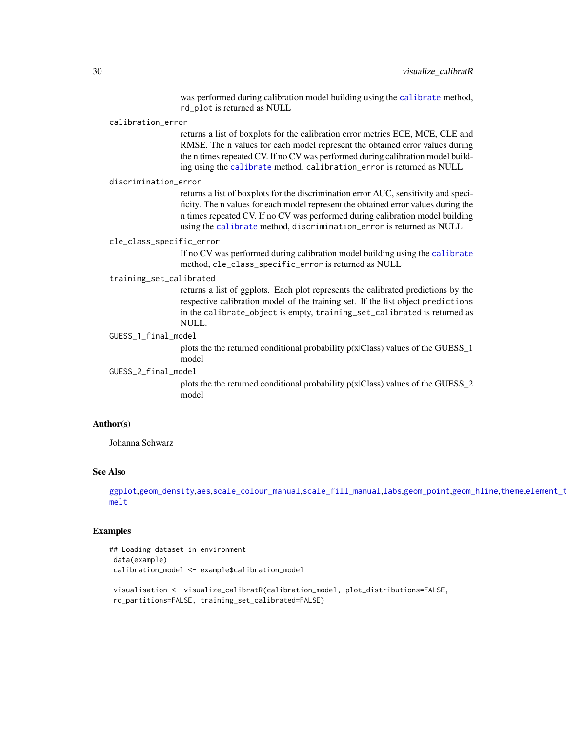was performed during calibration model building using the `calibrate` method, `rd_plot` is returned as NULL

`calibration_error`
: returns a list of boxplots for the calibration error metrics ECE, MCE, CLE and RMSE. The n values for each model represent the obtained error values during the n times repeated CV. If no CV was performed during calibration model building using the `calibrate` method, `calibration_error` is returned as NULL

`discrimination_error`
: returns a list of boxplots for the discrimination error AUC, sensitivity and specificity. The n values for each model represent the obtained error values during the n times repeated CV. If no CV was performed during calibration model building using the `calibrate` method, `discrimination_error` is returned as NULL

`cle_class_specific_error`
: If no CV was performed during calibration model building using the `calibrate` method, `cle_class_specific_error` is returned as NULL

`training_set_calibrated`
: returns a list of ggplots. Each plot represents the calibrated predictions by the respective calibration model of the training set. If the list object `predictions` in the `calibrate_object` is empty, `training_set_calibrated` is returned as NULL.

`GUESS_1_final_model`
: plots the the returned conditional probability p(x|Class) values of the GUESS_1 model

`GUESS_2_final_model`
: plots the the returned conditional probability p(x|Class) values of the GUESS_2 model

## Author(s)

Johanna Schwarz

## See Also

`ggplot`,`geom_density`,`aes`,`scale_colour_manual`,`scale_fill_manual`,`labs`,`geom_point`,`geom_hline`,`theme`,`element_t`
`melt`

## Examples

```
## Loading dataset in environment
 data(example)
 calibration_model <- example$calibration_model

 visualisation <- visualize_calibratR(calibration_model, plot_distributions=FALSE,
 rd_partitions=FALSE, training_set_calibrated=FALSE)
```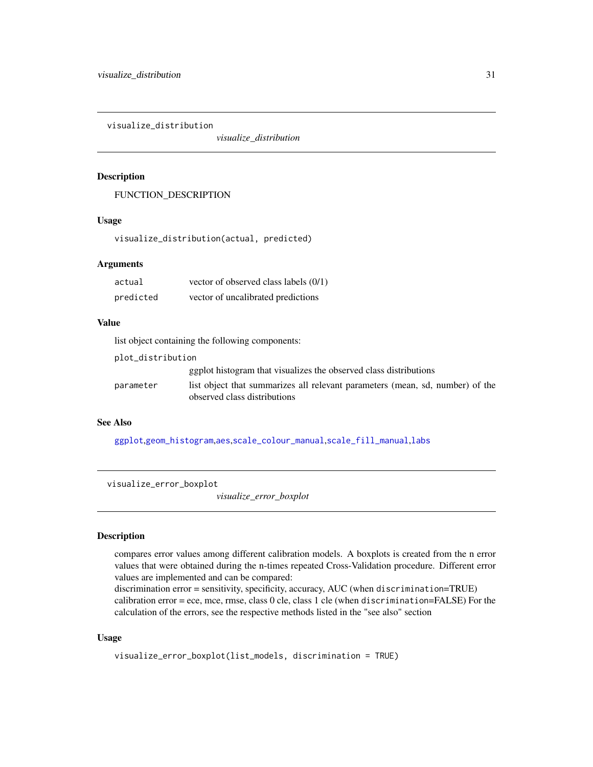## visualize_distribution

*visualize_distribution*

### Description

FUNCTION_DESCRIPTION

### Usage

```
visualize_distribution(actual, predicted)
```

### Arguments

| | |
|---|---|
| `actual` | vector of observed class labels (0/1) |
| `predicted` | vector of uncalibrated predictions |

### Value

list object containing the following components:

| | |
|---|---|
| `plot_distribution` | ggplot histogram that visualizes the observed class distributions |
| `parameter` | list object that summarizes all relevant parameters (mean, sd, number) of the observed class distributions |

### See Also

ggplot,geom_histogram,aes,scale_colour_manual,scale_fill_manual,labs

## visualize_error_boxplot

*visualize_error_boxplot*

### Description

compares error values among different calibration models. A boxplots is created from the n error values that were obtained during the n-times repeated Cross-Validation procedure. Different error values are implemented and can be compared:
discrimination error = sensitivity, specificity, accuracy, AUC (when `discrimination=TRUE`)
calibration error = ece, mce, rmse, class 0 cle, class 1 cle (when `discrimination=FALSE`) For the calculation of the errors, see the respective methods listed in the "see also" section

### Usage

```
visualize_error_boxplot(list_models, discrimination = TRUE)
```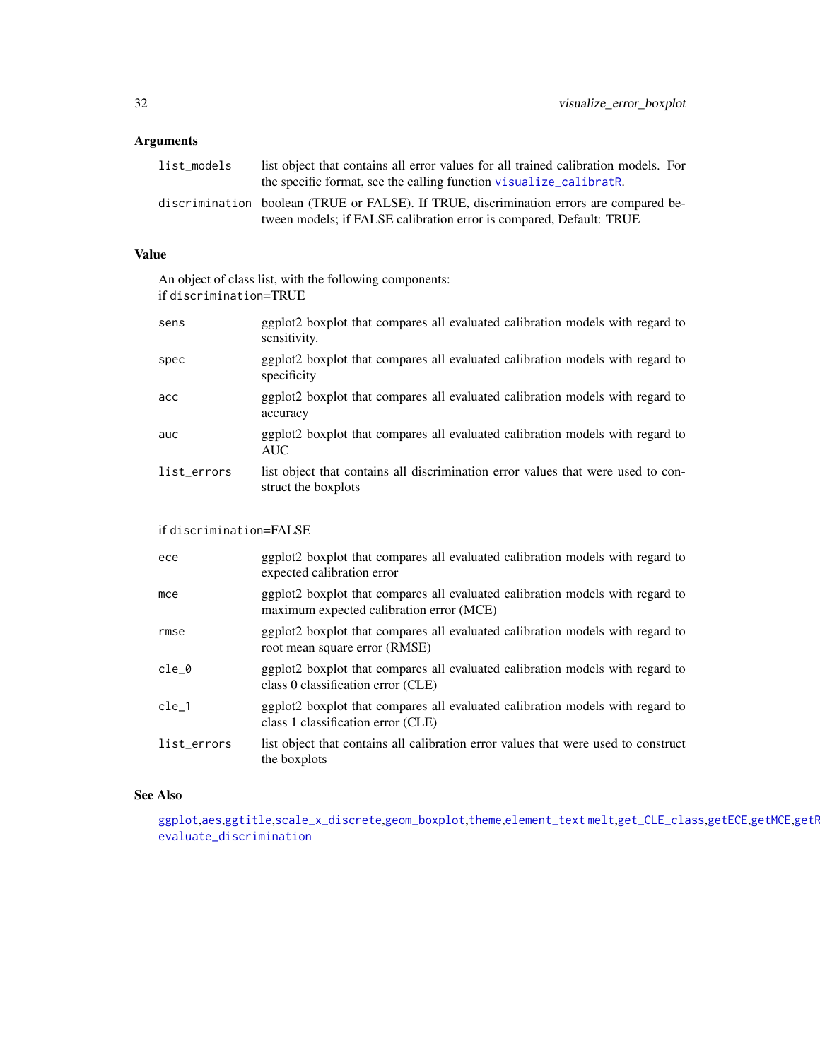### Arguments

| | |
|---|---|
| list_models | list object that contains all error values for all trained calibration models. For the specific format, see the calling function visualize_calibratR. |
| discrimination | boolean (TRUE or FALSE). If TRUE, discrimination errors are compared between models; if FALSE calibration error is compared, Default: TRUE |

### Value

An object of class list, with the following components:
if discrimination=TRUE

| | |
|---|---|
| sens | ggplot2 boxplot that compares all evaluated calibration models with regard to sensitivity. |
| spec | ggplot2 boxplot that compares all evaluated calibration models with regard to specificity |
| acc | ggplot2 boxplot that compares all evaluated calibration models with regard to accuracy |
| auc | ggplot2 boxplot that compares all evaluated calibration models with regard to AUC |
| list_errors | list object that contains all discrimination error values that were used to construct the boxplots |

if discrimination=FALSE

| | |
|---|---|
| ece | ggplot2 boxplot that compares all evaluated calibration models with regard to expected calibration error |
| mce | ggplot2 boxplot that compares all evaluated calibration models with regard to maximum expected calibration error (MCE) |
| rmse | ggplot2 boxplot that compares all evaluated calibration models with regard to root mean square error (RMSE) |
| cle_0 | ggplot2 boxplot that compares all evaluated calibration models with regard to class 0 classification error (CLE) |
| cle_1 | ggplot2 boxplot that compares all evaluated calibration models with regard to class 1 classification error (CLE) |
| list_errors | list object that contains all calibration error values that were used to construct the boxplots |

### See Also

ggplot,aes,ggtitle,scale_x_discrete,geom_boxplot,theme,element_text melt,get_CLE_class,getECE,getMCE,getR evaluate_discrimination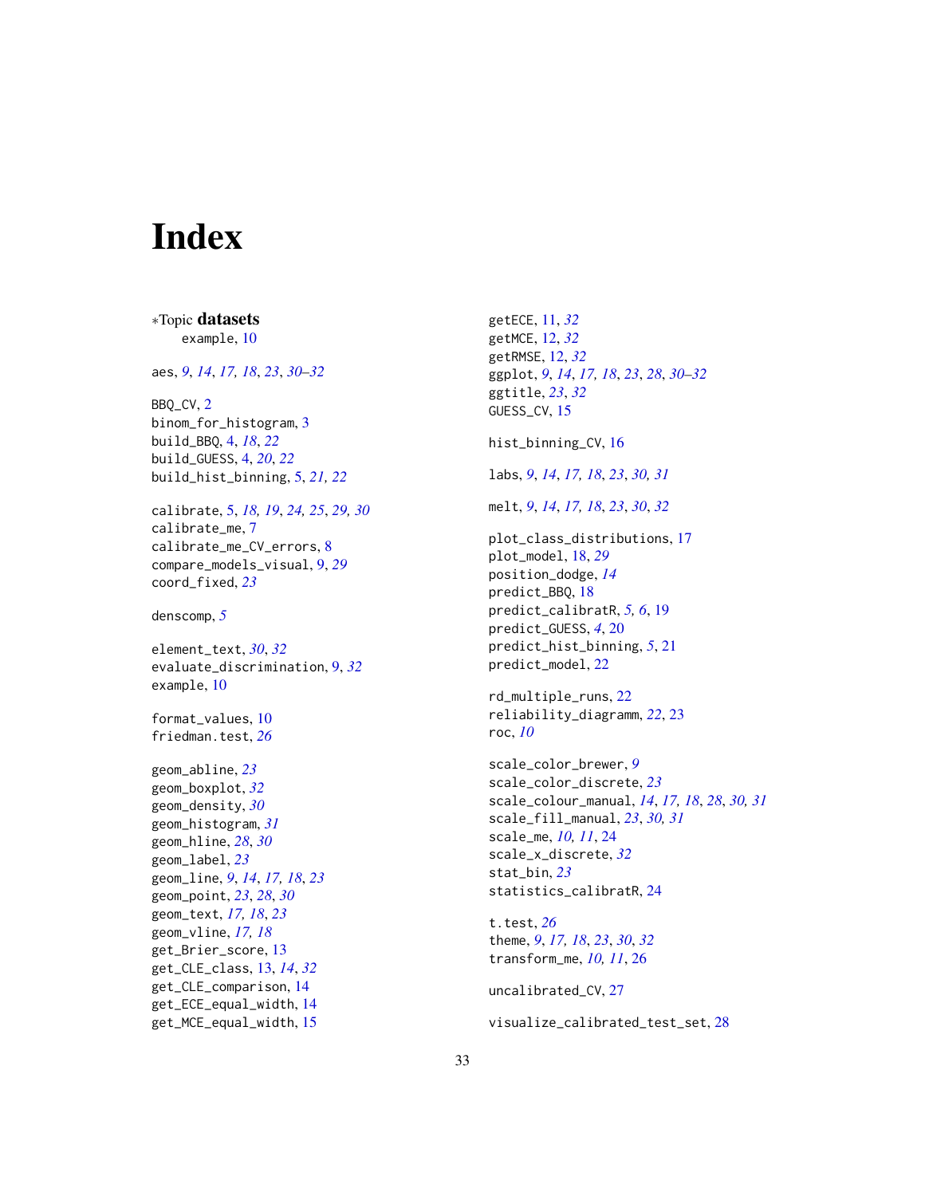# Index

*Topic **datasets**
  example, 10

aes, *9*, *14*, *17, 18*, *23*, *30–32*

BBQ_CV, 2
binom_for_histogram, 3
build_BBQ, 4, *18*, *22*
build_GUESS, 4, *20*, *22*
build_hist_binning, 5, *21, 22*

calibrate, 5, *18, 19*, *24, 25*, *29, 30*
calibrate_me, 7
calibrate_me_CV_errors, 8
compare_models_visual, 9, *29*
coord_fixed, *23*

denscomp, *5*

element_text, *30*, *32*
evaluate_discrimination, 9, *32*
example, 10

format_values, 10
friedman.test, *26*

geom_abline, *23*
geom_boxplot, *32*
geom_density, *30*
geom_histogram, *31*
geom_hline, *28*, *30*
geom_label, *23*
geom_line, *9*, *14*, *17, 18*, *23*
geom_point, *23*, *28*, *30*
geom_text, *17, 18*, *23*
geom_vline, *17, 18*
get_Brier_score, 13
get_CLE_class, 13, *14*, *32*
get_CLE_comparison, 14
get_ECE_equal_width, 14
get_MCE_equal_width, 15
getECE, 11, *32*
getMCE, 12, *32*
getRMSE, 12, *32*
ggplot, *9*, *14*, *17, 18*, *23*, *28*, *30–32*
ggtitle, *23*, *32*
GUESS_CV, 15

hist_binning_CV, 16

labs, *9*, *14*, *17, 18*, *23*, *30, 31*

melt, *9*, *14*, *17, 18*, *23*, *30*, *32*

plot_class_distributions, 17
plot_model, 18, *29*
position_dodge, *14*
predict_BBQ, 18
predict_calibratR, *5, 6*, 19
predict_GUESS, *4*, 20
predict_hist_binning, *5*, 21
predict_model, 22

rd_multiple_runs, 22
reliability_diagramm, *22*, 23
roc, *10*

scale_color_brewer, *9*
scale_color_discrete, *23*
scale_colour_manual, *14*, *17, 18*, *28*, *30, 31*
scale_fill_manual, *23*, *30, 31*
scale_me, *10, 11*, 24
scale_x_discrete, *32*
stat_bin, *23*
statistics_calibratR, 24

t.test, *26*
theme, *9*, *17, 18*, *23*, *30*, *32*
transform_me, *10, 11*, 26

uncalibrated_CV, 27

visualize_calibrated_test_set, 28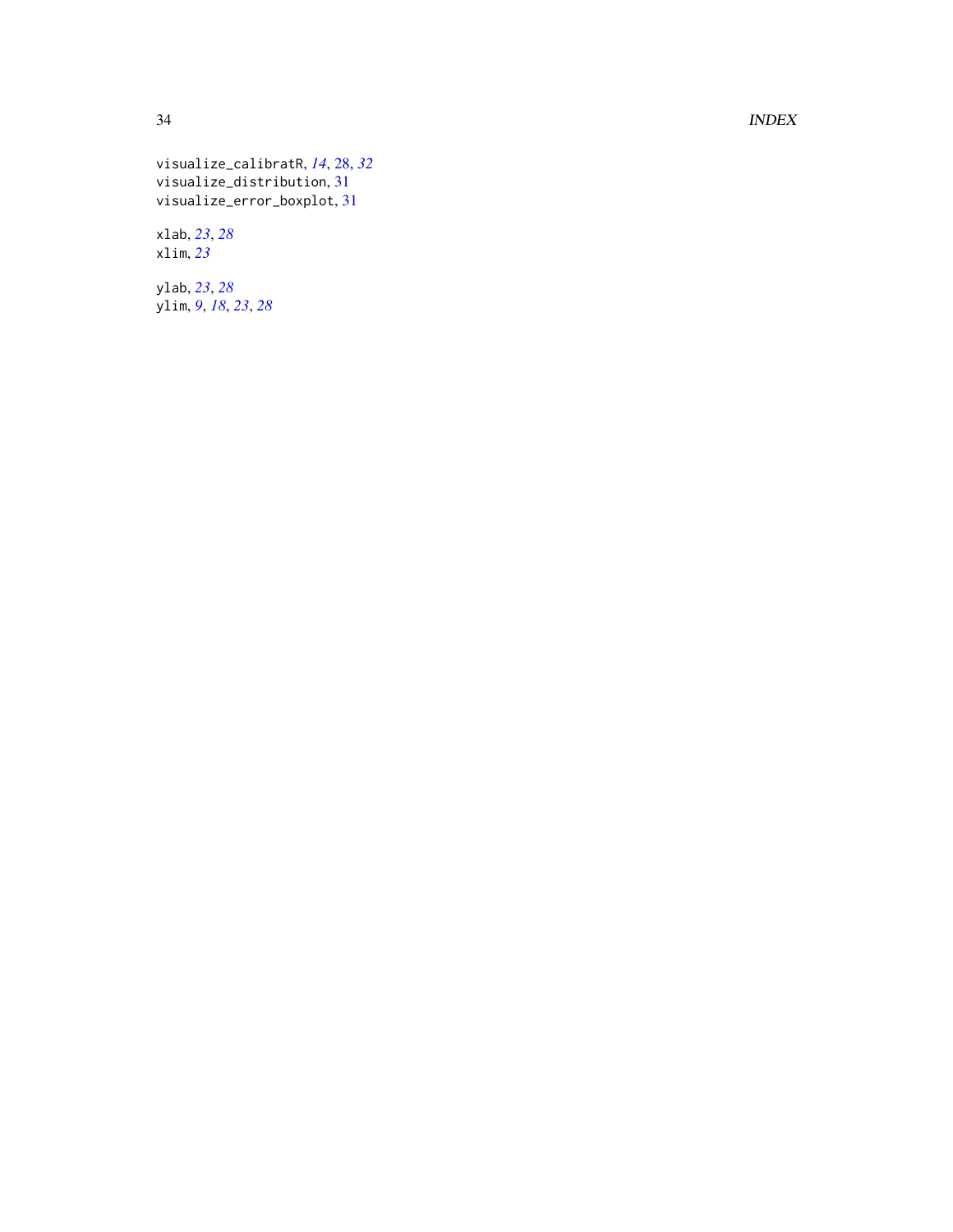visualize_calibratR, *14*, 28, *32*
visualize_distribution, 31
visualize_error_boxplot, 31

xlab, *23*, *28*
xlim, *23*

ylab, *23*, *28*
ylim, *9*, *18*, *23*, *28*